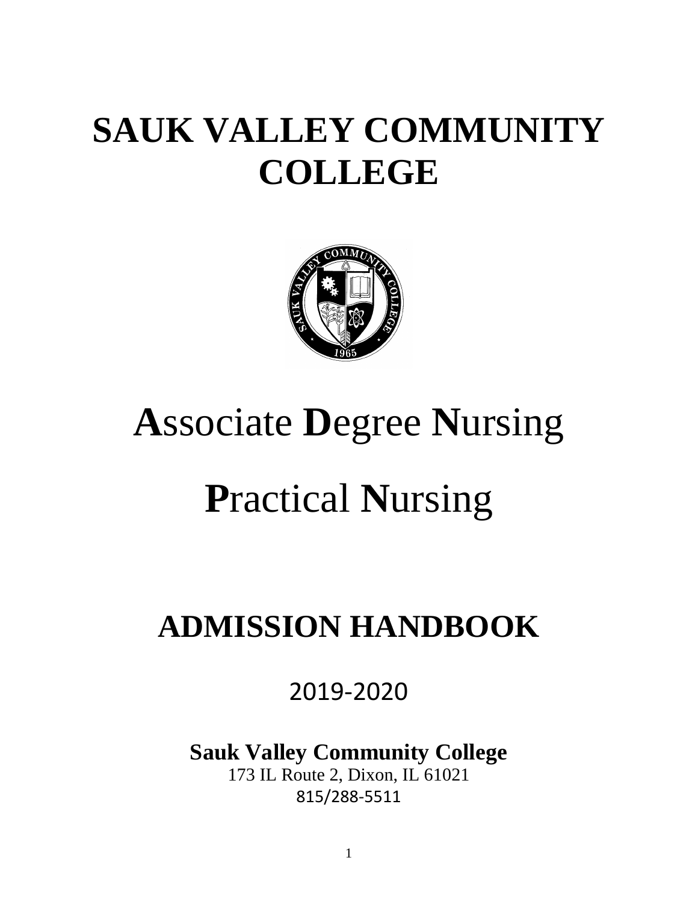# SAUK VALLEY COMMUNITY COLLEGE

# **A**ssociate **D**egree **N**ursing

# **P**ractical **N**ursing

## ADMISSION HANDBOOK

2019-2020

**Sauk Valley Community College**
173 IL Route 2, Dixon, IL 61021
815/288-5511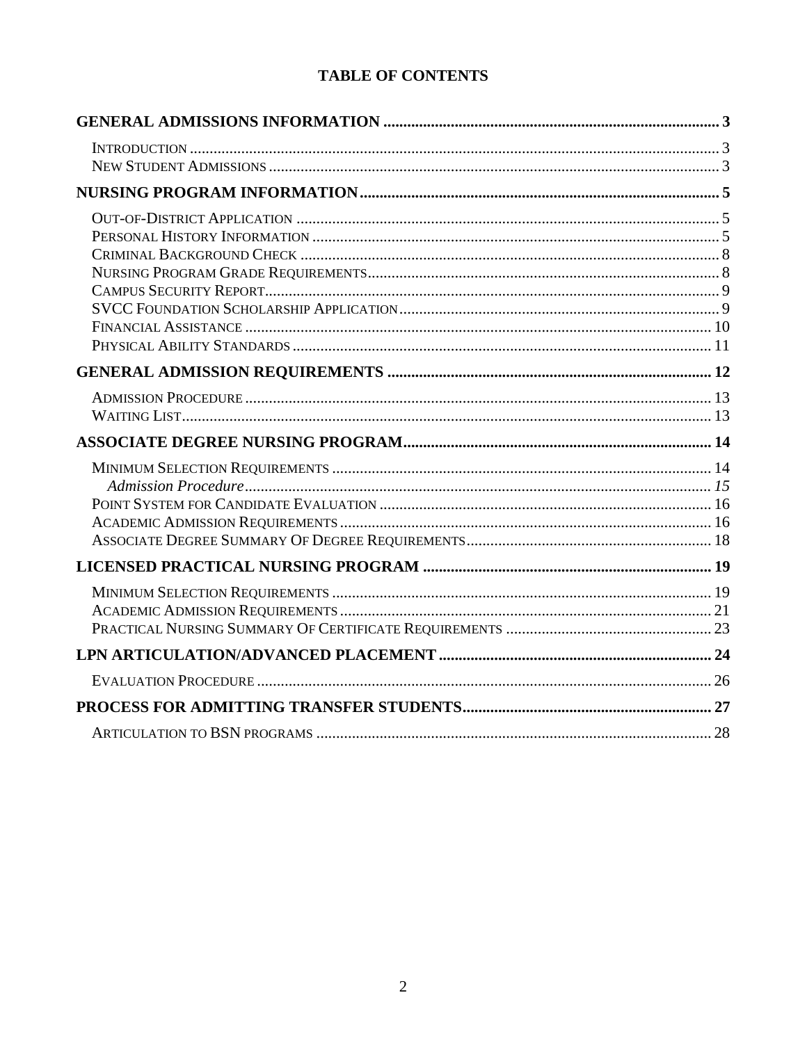# TABLE OF CONTENTS

**GENERAL ADMISSIONS INFORMATION** .......... **3**

- Introduction .......... 3
- New Student Admissions .......... 3

**NURSING PROGRAM INFORMATION** .......... **5**

- Out-of-District Application .......... 5
- Personal History Information .......... 5
- Criminal Background Check .......... 8
- Nursing Program Grade Requirements .......... 8
- Campus Security Report .......... 9
- SVCC Foundation Scholarship Application .......... 9
- Financial Assistance .......... 10
- Physical Ability Standards .......... 11

**GENERAL ADMISSION REQUIREMENTS** .......... **12**

- Admission Procedure .......... 13
- Waiting List .......... 13

**ASSOCIATE DEGREE NURSING PROGRAM** .......... **14**

- Minimum Selection Requirements .......... 14
  - *Admission Procedure* .......... *15*
- Point System for Candidate Evaluation .......... 16
- Academic Admission Requirements .......... 16
- Associate Degree Summary Of Degree Requirements .......... 18

**LICENSED PRACTICAL NURSING PROGRAM** .......... **19**

- Minimum Selection Requirements .......... 19
- Academic Admission Requirements .......... 21
- Practical Nursing Summary Of Certificate Requirements .......... 23

**LPN ARTICULATION/ADVANCED PLACEMENT** .......... **24**

- Evaluation Procedure .......... 26

**PROCESS FOR ADMITTING TRANSFER STUDENTS** .......... **27**

- Articulation to BSN programs .......... 28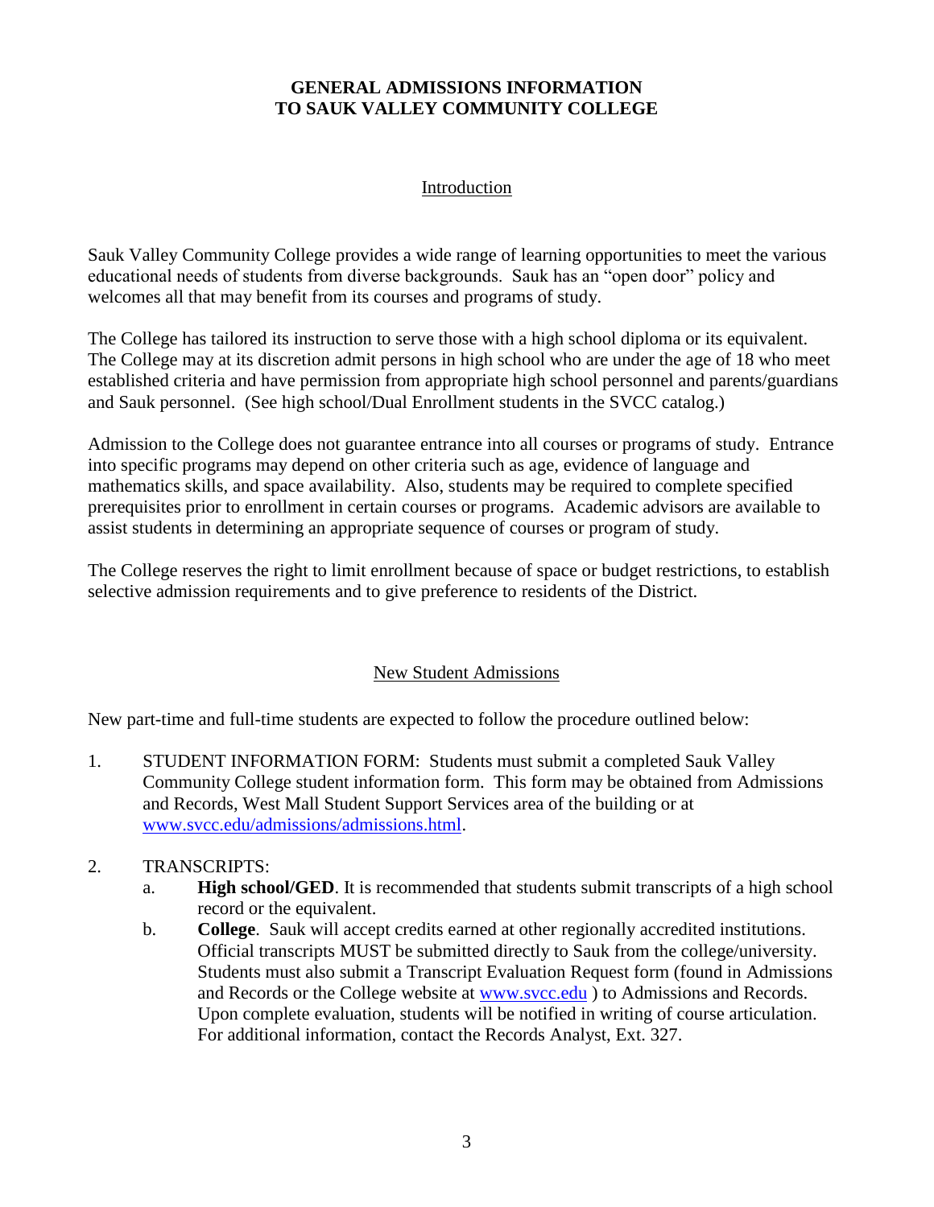# GENERAL ADMISSIONS INFORMATION TO SAUK VALLEY COMMUNITY COLLEGE

## Introduction

Sauk Valley Community College provides a wide range of learning opportunities to meet the various educational needs of students from diverse backgrounds. Sauk has an "open door" policy and welcomes all that may benefit from its courses and programs of study.

The College has tailored its instruction to serve those with a high school diploma or its equivalent. The College may at its discretion admit persons in high school who are under the age of 18 who meet established criteria and have permission from appropriate high school personnel and parents/guardians and Sauk personnel. (See high school/Dual Enrollment students in the SVCC catalog.)

Admission to the College does not guarantee entrance into all courses or programs of study. Entrance into specific programs may depend on other criteria such as age, evidence of language and mathematics skills, and space availability. Also, students may be required to complete specified prerequisites prior to enrollment in certain courses or programs. Academic advisors are available to assist students in determining an appropriate sequence of courses or program of study.

The College reserves the right to limit enrollment because of space or budget restrictions, to establish selective admission requirements and to give preference to residents of the District.

## New Student Admissions

New part-time and full-time students are expected to follow the procedure outlined below:

1. STUDENT INFORMATION FORM: Students must submit a completed Sauk Valley Community College student information form. This form may be obtained from Admissions and Records, West Mall Student Support Services area of the building or at www.svcc.edu/admissions/admissions.html.

2. TRANSCRIPTS:
   a. **High school/GED**. It is recommended that students submit transcripts of a high school record or the equivalent.
   b. **College**. Sauk will accept credits earned at other regionally accredited institutions. Official transcripts MUST be submitted directly to Sauk from the college/university. Students must also submit a Transcript Evaluation Request form (found in Admissions and Records or the College website at www.svcc.edu ) to Admissions and Records. Upon complete evaluation, students will be notified in writing of course articulation. For additional information, contact the Records Analyst, Ext. 327.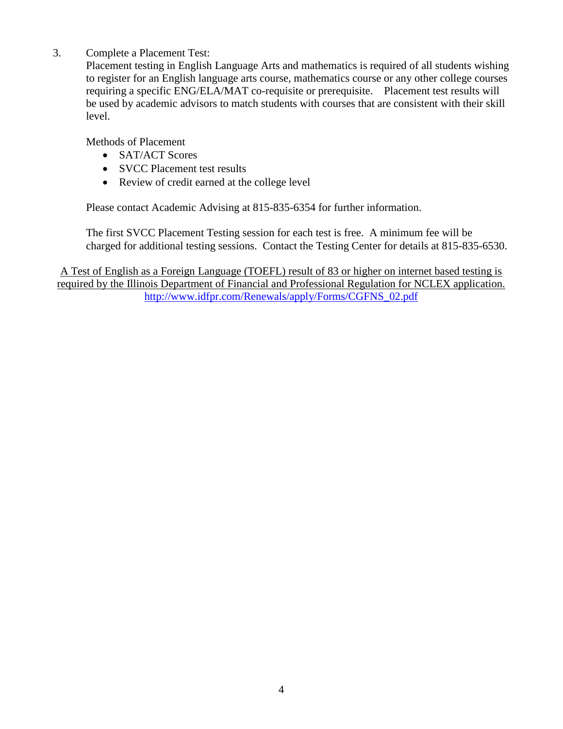3. Complete a Placement Test:

   Placement testing in English Language Arts and mathematics is required of all students wishing to register for an English language arts course, mathematics course or any other college courses requiring a specific ENG/ELA/MAT co-requisite or prerequisite. Placement test results will be used by academic advisors to match students with courses that are consistent with their skill level.

   Methods of Placement

   - SAT/ACT Scores
   - SVCC Placement test results
   - Review of credit earned at the college level

   Please contact Academic Advising at 815-835-6354 for further information.

   The first SVCC Placement Testing session for each test is free. A minimum fee will be charged for additional testing sessions. Contact the Testing Center for details at 815-835-6530.

<u>A Test of English as a Foreign Language (TOEFL) result of 83 or higher on internet based testing is required by the Illinois Department of Financial and Professional Regulation for NCLEX application.</u>
http://www.idfpr.com/Renewals/apply/Forms/CGFNS_02.pdf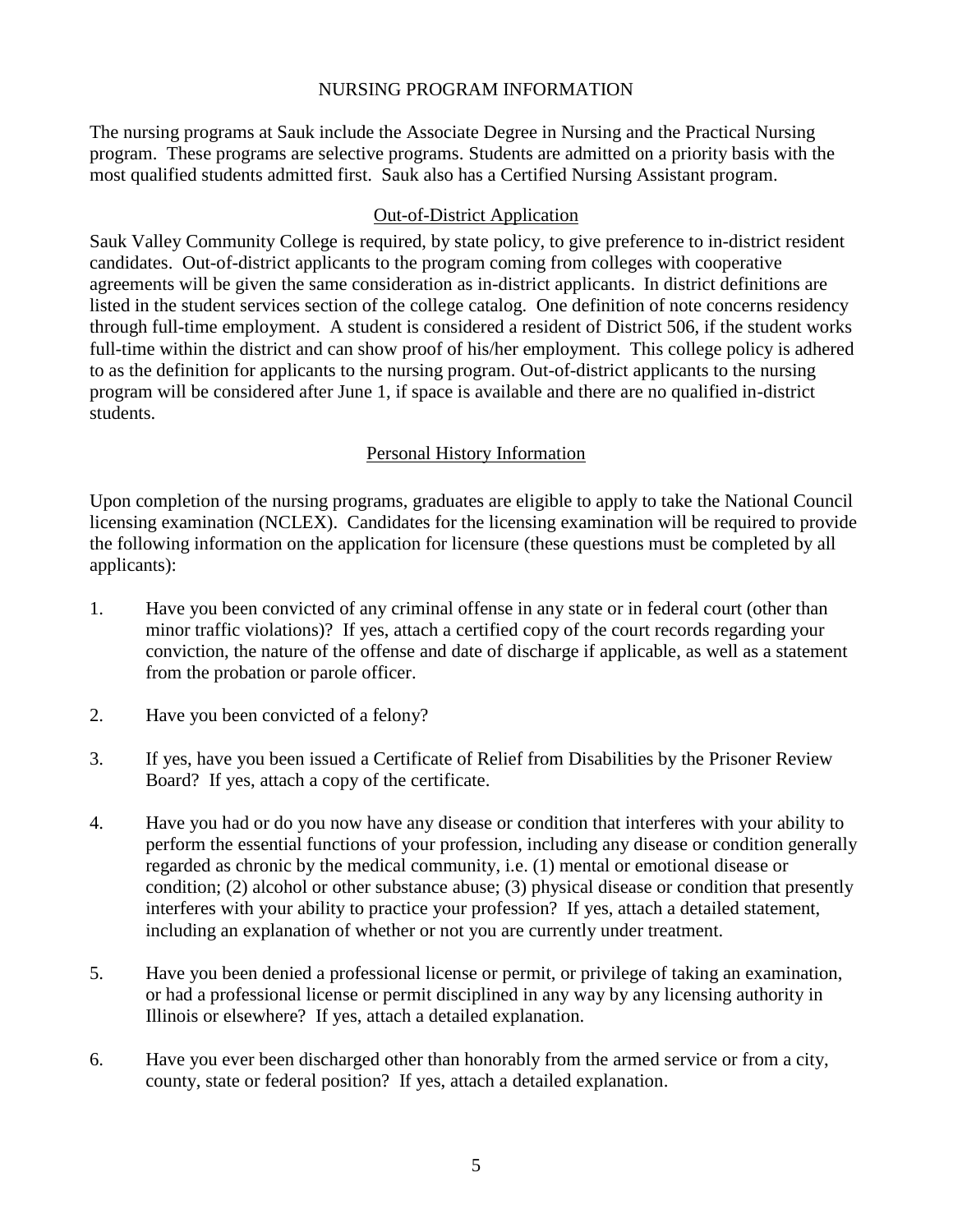# NURSING PROGRAM INFORMATION

The nursing programs at Sauk include the Associate Degree in Nursing and the Practical Nursing program. These programs are selective programs. Students are admitted on a priority basis with the most qualified students admitted first. Sauk also has a Certified Nursing Assistant program.

## Out-of-District Application

Sauk Valley Community College is required, by state policy, to give preference to in-district resident candidates. Out-of-district applicants to the program coming from colleges with cooperative agreements will be given the same consideration as in-district applicants. In district definitions are listed in the student services section of the college catalog. One definition of note concerns residency through full-time employment. A student is considered a resident of District 506, if the student works full-time within the district and can show proof of his/her employment. This college policy is adhered to as the definition for applicants to the nursing program. Out-of-district applicants to the nursing program will be considered after June 1, if space is available and there are no qualified in-district students.

## Personal History Information

Upon completion of the nursing programs, graduates are eligible to apply to take the National Council licensing examination (NCLEX). Candidates for the licensing examination will be required to provide the following information on the application for licensure (these questions must be completed by all applicants):

1. Have you been convicted of any criminal offense in any state or in federal court (other than minor traffic violations)? If yes, attach a certified copy of the court records regarding your conviction, the nature of the offense and date of discharge if applicable, as well as a statement from the probation or parole officer.

2. Have you been convicted of a felony?

3. If yes, have you been issued a Certificate of Relief from Disabilities by the Prisoner Review Board? If yes, attach a copy of the certificate.

4. Have you had or do you now have any disease or condition that interferes with your ability to perform the essential functions of your profession, including any disease or condition generally regarded as chronic by the medical community, i.e. (1) mental or emotional disease or condition; (2) alcohol or other substance abuse; (3) physical disease or condition that presently interferes with your ability to practice your profession? If yes, attach a detailed statement, including an explanation of whether or not you are currently under treatment.

5. Have you been denied a professional license or permit, or privilege of taking an examination, or had a professional license or permit disciplined in any way by any licensing authority in Illinois or elsewhere? If yes, attach a detailed explanation.

6. Have you ever been discharged other than honorably from the armed service or from a city, county, state or federal position? If yes, attach a detailed explanation.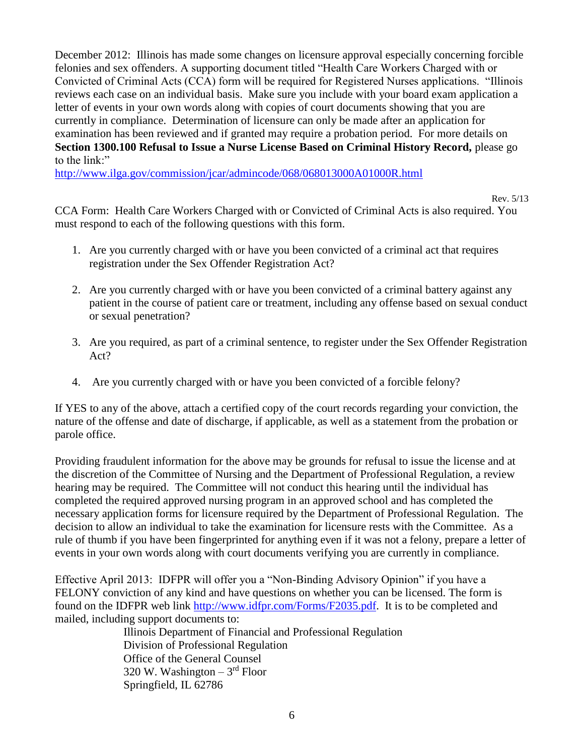December 2012: Illinois has made some changes on licensure approval especially concerning forcible felonies and sex offenders. A supporting document titled "Health Care Workers Charged with or Convicted of Criminal Acts (CCA) form will be required for Registered Nurses applications. "Illinois reviews each case on an individual basis. Make sure you include with your board exam application a letter of events in your own words along with copies of court documents showing that you are currently in compliance. Determination of licensure can only be made after an application for examination has been reviewed and if granted may require a probation period. For more details on **Section 1300.100 Refusal to Issue a Nurse License Based on Criminal History Record,** please go to the link:"

http://www.ilga.gov/commission/jcar/admincode/068/068013000A01000R.html

Rev. 5/13

CCA Form: Health Care Workers Charged with or Convicted of Criminal Acts is also required. You must respond to each of the following questions with this form.

1. Are you currently charged with or have you been convicted of a criminal act that requires registration under the Sex Offender Registration Act?
2. Are you currently charged with or have you been convicted of a criminal battery against any patient in the course of patient care or treatment, including any offense based on sexual conduct or sexual penetration?
3. Are you required, as part of a criminal sentence, to register under the Sex Offender Registration Act?
4. Are you currently charged with or have you been convicted of a forcible felony?

If YES to any of the above, attach a certified copy of the court records regarding your conviction, the nature of the offense and date of discharge, if applicable, as well as a statement from the probation or parole office.

Providing fraudulent information for the above may be grounds for refusal to issue the license and at the discretion of the Committee of Nursing and the Department of Professional Regulation, a review hearing may be required. The Committee will not conduct this hearing until the individual has completed the required approved nursing program in an approved school and has completed the necessary application forms for licensure required by the Department of Professional Regulation. The decision to allow an individual to take the examination for licensure rests with the Committee. As a rule of thumb if you have been fingerprinted for anything even if it was not a felony, prepare a letter of events in your own words along with court documents verifying you are currently in compliance.

Effective April 2013: IDFPR will offer you a "Non-Binding Advisory Opinion" if you have a FELONY conviction of any kind and have questions on whether you can be licensed. The form is found on the IDFPR web link http://www.idfpr.com/Forms/F2035.pdf. It is to be completed and mailed, including support documents to:

Illinois Department of Financial and Professional Regulation
Division of Professional Regulation
Office of the General Counsel
320 W. Washington – 3rd Floor
Springfield, IL 62786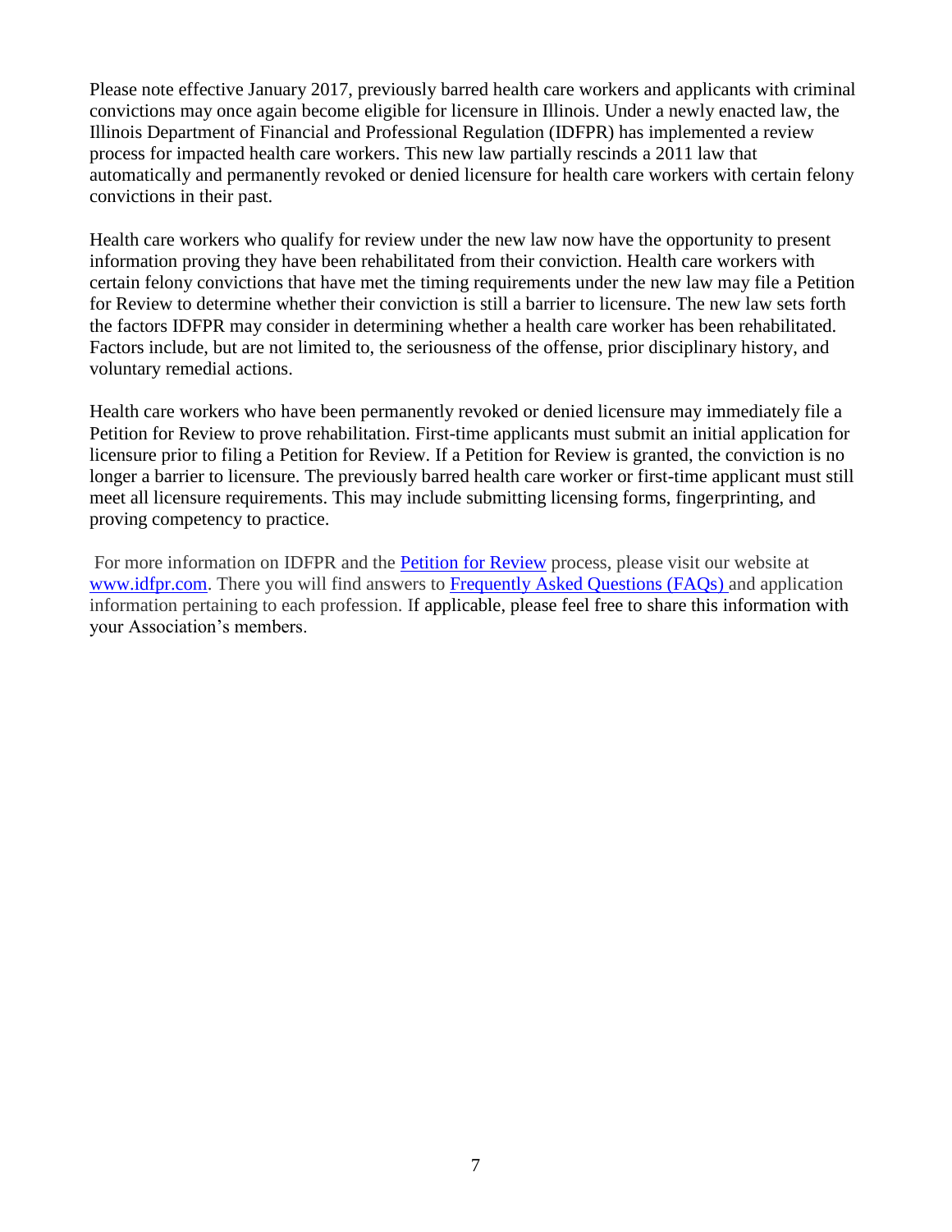Please note effective January 2017, previously barred health care workers and applicants with criminal convictions may once again become eligible for licensure in Illinois. Under a newly enacted law, the Illinois Department of Financial and Professional Regulation (IDFPR) has implemented a review process for impacted health care workers. This new law partially rescinds a 2011 law that automatically and permanently revoked or denied licensure for health care workers with certain felony convictions in their past.

Health care workers who qualify for review under the new law now have the opportunity to present information proving they have been rehabilitated from their conviction. Health care workers with certain felony convictions that have met the timing requirements under the new law may file a Petition for Review to determine whether their conviction is still a barrier to licensure. The new law sets forth the factors IDFPR may consider in determining whether a health care worker has been rehabilitated. Factors include, but are not limited to, the seriousness of the offense, prior disciplinary history, and voluntary remedial actions.

Health care workers who have been permanently revoked or denied licensure may immediately file a Petition for Review to prove rehabilitation. First-time applicants must submit an initial application for licensure prior to filing a Petition for Review. If a Petition for Review is granted, the conviction is no longer a barrier to licensure. The previously barred health care worker or first-time applicant must still meet all licensure requirements. This may include submitting licensing forms, fingerprinting, and proving competency to practice.

For more information on IDFPR and the Petition for Review process, please visit our website at www.idfpr.com. There you will find answers to Frequently Asked Questions (FAQs) and application information pertaining to each profession. If applicable, please feel free to share this information with your Association's members.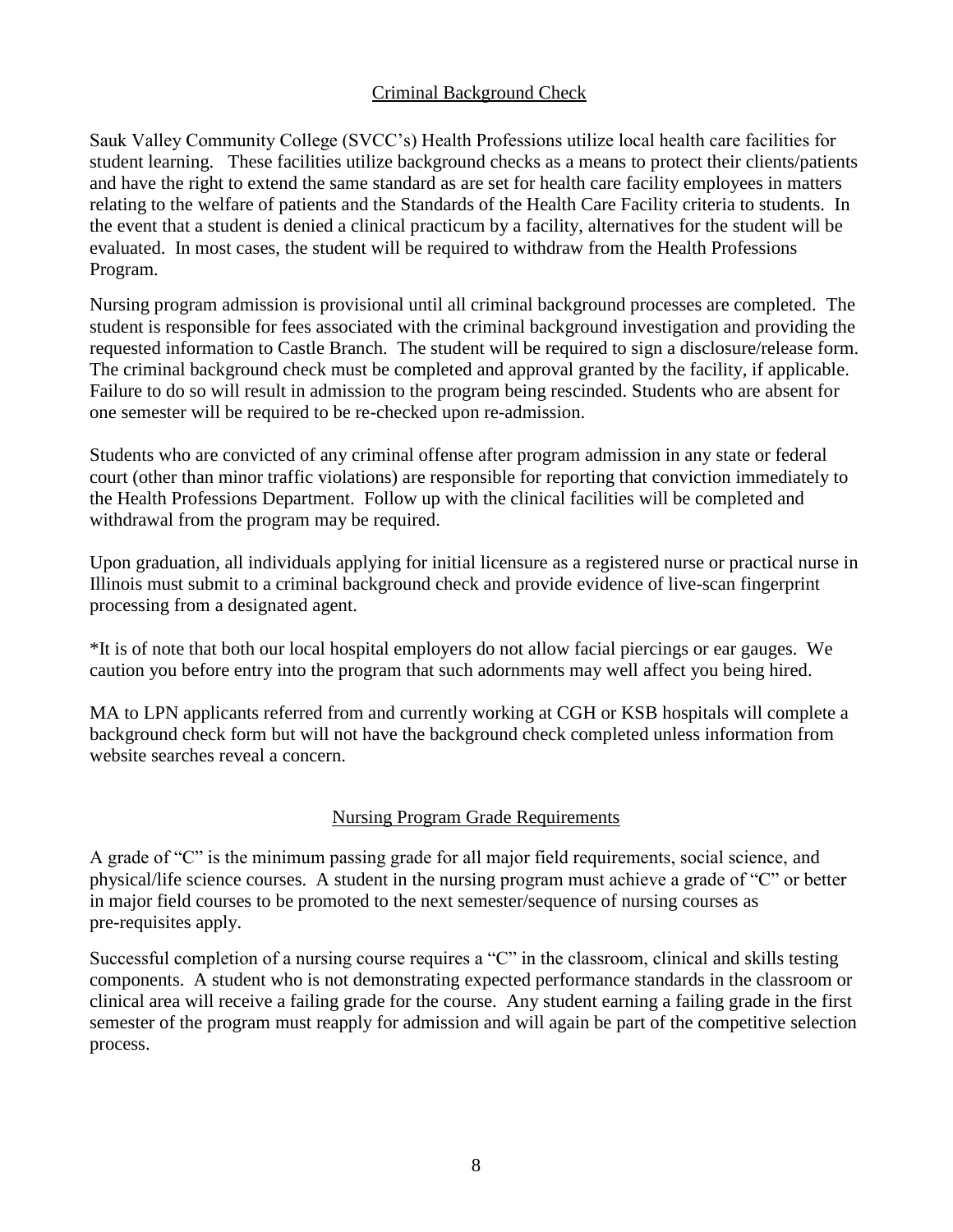## Criminal Background Check

Sauk Valley Community College (SVCC's) Health Professions utilize local health care facilities for student learning. These facilities utilize background checks as a means to protect their clients/patients and have the right to extend the same standard as are set for health care facility employees in matters relating to the welfare of patients and the Standards of the Health Care Facility criteria to students. In the event that a student is denied a clinical practicum by a facility, alternatives for the student will be evaluated. In most cases, the student will be required to withdraw from the Health Professions Program.

Nursing program admission is provisional until all criminal background processes are completed. The student is responsible for fees associated with the criminal background investigation and providing the requested information to Castle Branch. The student will be required to sign a disclosure/release form. The criminal background check must be completed and approval granted by the facility, if applicable. Failure to do so will result in admission to the program being rescinded. Students who are absent for one semester will be required to be re-checked upon re-admission.

Students who are convicted of any criminal offense after program admission in any state or federal court (other than minor traffic violations) are responsible for reporting that conviction immediately to the Health Professions Department. Follow up with the clinical facilities will be completed and withdrawal from the program may be required.

Upon graduation, all individuals applying for initial licensure as a registered nurse or practical nurse in Illinois must submit to a criminal background check and provide evidence of live-scan fingerprint processing from a designated agent.

*It is of note that both our local hospital employers do not allow facial piercings or ear gauges. We caution you before entry into the program that such adornments may well affect you being hired.

MA to LPN applicants referred from and currently working at CGH or KSB hospitals will complete a background check form but will not have the background check completed unless information from website searches reveal a concern.

## Nursing Program Grade Requirements

A grade of "C" is the minimum passing grade for all major field requirements, social science, and physical/life science courses. A student in the nursing program must achieve a grade of "C" or better in major field courses to be promoted to the next semester/sequence of nursing courses as pre-requisites apply.

Successful completion of a nursing course requires a "C" in the classroom, clinical and skills testing components. A student who is not demonstrating expected performance standards in the classroom or clinical area will receive a failing grade for the course. Any student earning a failing grade in the first semester of the program must reapply for admission and will again be part of the competitive selection process.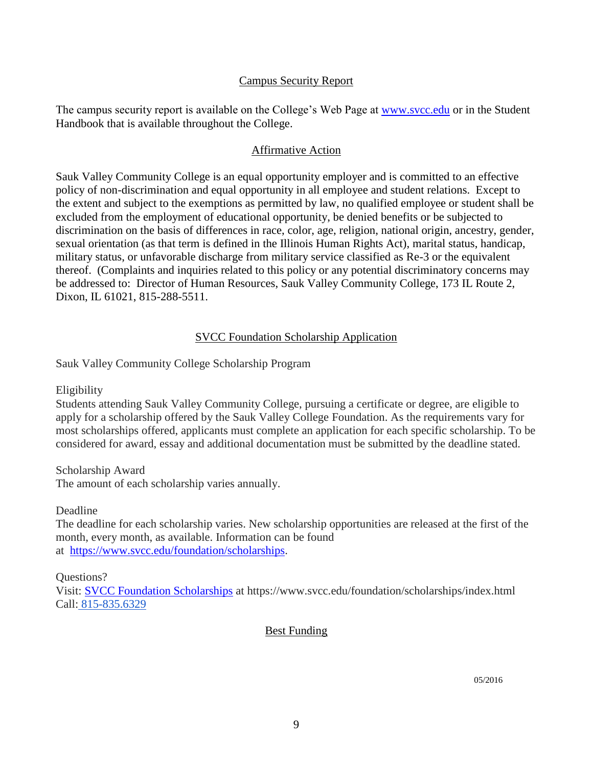## Campus Security Report

The campus security report is available on the College's Web Page at [www.svcc.edu](http://www.svcc.edu) or in the Student Handbook that is available throughout the College.

## Affirmative Action

Sauk Valley Community College is an equal opportunity employer and is committed to an effective policy of non-discrimination and equal opportunity in all employee and student relations. Except to the extent and subject to the exemptions as permitted by law, no qualified employee or student shall be excluded from the employment of educational opportunity, be denied benefits or be subjected to discrimination on the basis of differences in race, color, age, religion, national origin, ancestry, gender, sexual orientation (as that term is defined in the Illinois Human Rights Act), marital status, handicap, military status, or unfavorable discharge from military service classified as Re-3 or the equivalent thereof. (Complaints and inquiries related to this policy or any potential discriminatory concerns may be addressed to: Director of Human Resources, Sauk Valley Community College, 173 IL Route 2, Dixon, IL 61021, 815-288-5511.

## SVCC Foundation Scholarship Application

Sauk Valley Community College Scholarship Program

Eligibility
Students attending Sauk Valley Community College, pursuing a certificate or degree, are eligible to apply for a scholarship offered by the Sauk Valley College Foundation. As the requirements vary for most scholarships offered, applicants must complete an application for each specific scholarship. To be considered for award, essay and additional documentation must be submitted by the deadline stated.

Scholarship Award
The amount of each scholarship varies annually.

Deadline
The deadline for each scholarship varies. New scholarship opportunities are released at the first of the month, every month, as available. Information can be found at [https://www.svcc.edu/foundation/scholarships](https://www.svcc.edu/foundation/scholarships).

Questions?
Visit: [SVCC Foundation Scholarships](https://www.svcc.edu/foundation/scholarships/index.html) at https://www.svcc.edu/foundation/scholarships/index.html
Call: 815-835.6329

## Best Funding

05/2016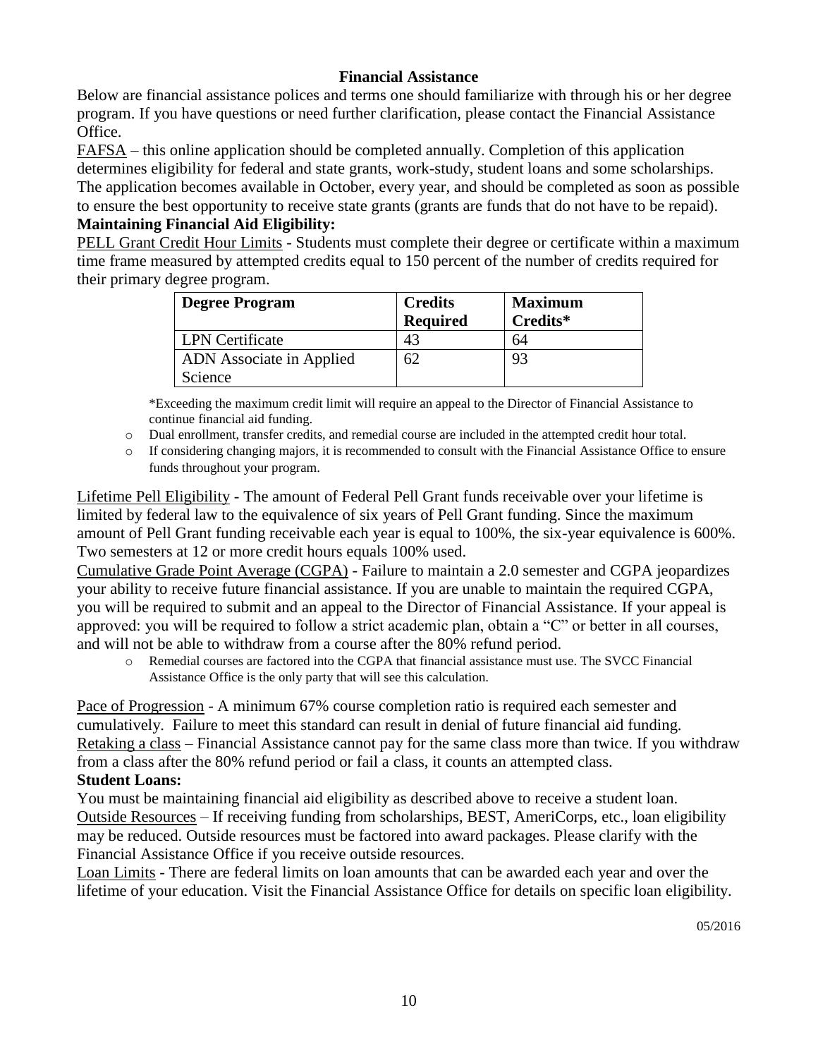## Financial Assistance

Below are financial assistance polices and terms one should familiarize with through his or her degree program. If you have questions or need further clarification, please contact the Financial Assistance Office.

<u>FAFSA</u> – this online application should be completed annually. Completion of this application determines eligibility for federal and state grants, work-study, student loans and some scholarships. The application becomes available in October, every year, and should be completed as soon as possible to ensure the best opportunity to receive state grants (grants are funds that do not have to be repaid).

**Maintaining Financial Aid Eligibility:**

<u>PELL Grant Credit Hour Limits</u> - Students must complete their degree or certificate within a maximum time frame measured by attempted credits equal to 150 percent of the number of credits required for their primary degree program.

| Degree Program | Credits Required | Maximum Credits* |
| --- | --- | --- |
| LPN Certificate | 43 | 64 |
| ADN Associate in Applied Science | 62 | 93 |

*Exceeding the maximum credit limit will require an appeal to the Director of Financial Assistance to continue financial aid funding.

- Dual enrollment, transfer credits, and remedial course are included in the attempted credit hour total.
- If considering changing majors, it is recommended to consult with the Financial Assistance Office to ensure funds throughout your program.

<u>Lifetime Pell Eligibility</u> - The amount of Federal Pell Grant funds receivable over your lifetime is limited by federal law to the equivalence of six years of Pell Grant funding. Since the maximum amount of Pell Grant funding receivable each year is equal to 100%, the six-year equivalence is 600%. Two semesters at 12 or more credit hours equals 100% used.

<u>Cumulative Grade Point Average (CGPA)</u> - Failure to maintain a 2.0 semester and CGPA jeopardizes your ability to receive future financial assistance. If you are unable to maintain the required CGPA, you will be required to submit and an appeal to the Director of Financial Assistance. If your appeal is approved: you will be required to follow a strict academic plan, obtain a "C" or better in all courses, and will not be able to withdraw from a course after the 80% refund period.

- Remedial courses are factored into the CGPA that financial assistance must use. The SVCC Financial Assistance Office is the only party that will see this calculation.

<u>Pace of Progression</u> - A minimum 67% course completion ratio is required each semester and cumulatively. Failure to meet this standard can result in denial of future financial aid funding.

<u>Retaking a class</u> – Financial Assistance cannot pay for the same class more than twice. If you withdraw from a class after the 80% refund period or fail a class, it counts an attempted class.

**Student Loans:**

You must be maintaining financial aid eligibility as described above to receive a student loan.

<u>Outside Resources</u> – If receiving funding from scholarships, BEST, AmeriCorps, etc., loan eligibility may be reduced. Outside resources must be factored into award packages. Please clarify with the Financial Assistance Office if you receive outside resources.

<u>Loan Limits</u> - There are federal limits on loan amounts that can be awarded each year and over the lifetime of your education. Visit the Financial Assistance Office for details on specific loan eligibility.

05/2016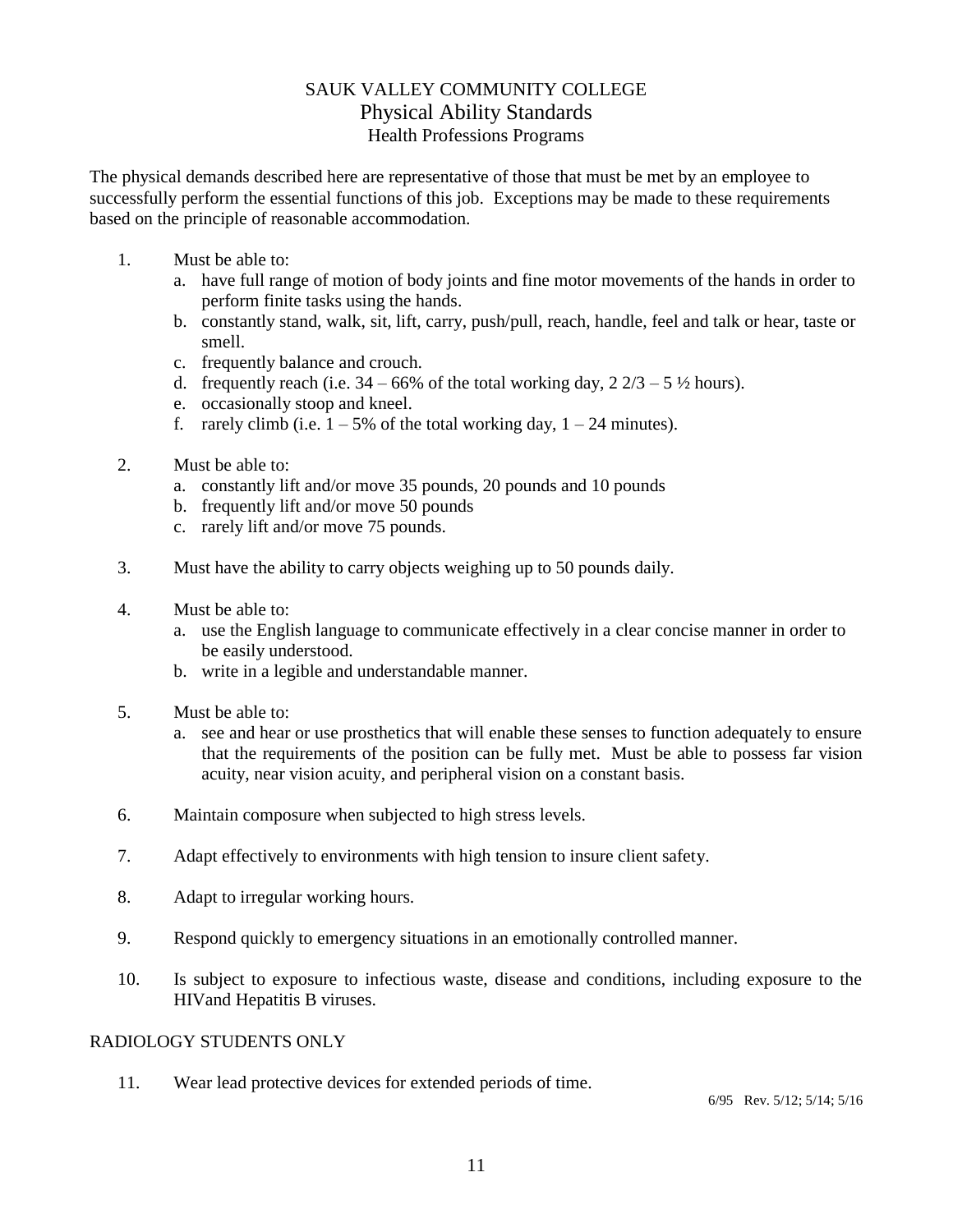# SAUK VALLEY COMMUNITY COLLEGE

## Physical Ability Standards

### Health Professions Programs

The physical demands described here are representative of those that must be met by an employee to successfully perform the essential functions of this job. Exceptions may be made to these requirements based on the principle of reasonable accommodation.

1. Must be able to:
   a. have full range of motion of body joints and fine motor movements of the hands in order to perform finite tasks using the hands.
   b. constantly stand, walk, sit, lift, carry, push/pull, reach, handle, feel and talk or hear, taste or smell.
   c. frequently balance and crouch.
   d. frequently reach (i.e. 34 – 66% of the total working day, 2 2/3 – 5 ½ hours).
   e. occasionally stoop and kneel.
   f. rarely climb (i.e. 1 – 5% of the total working day, 1 – 24 minutes).

2. Must be able to:
   a. constantly lift and/or move 35 pounds, 20 pounds and 10 pounds
   b. frequently lift and/or move 50 pounds
   c. rarely lift and/or move 75 pounds.

3. Must have the ability to carry objects weighing up to 50 pounds daily.

4. Must be able to:
   a. use the English language to communicate effectively in a clear concise manner in order to be easily understood.
   b. write in a legible and understandable manner.

5. Must be able to:
   a. see and hear or use prosthetics that will enable these senses to function adequately to ensure that the requirements of the position can be fully met. Must be able to possess far vision acuity, near vision acuity, and peripheral vision on a constant basis.

6. Maintain composure when subjected to high stress levels.

7. Adapt effectively to environments with high tension to insure client safety.

8. Adapt to irregular working hours.

9. Respond quickly to emergency situations in an emotionally controlled manner.

10. Is subject to exposure to infectious waste, disease and conditions, including exposure to the HIVand Hepatitis B viruses.

RADIOLOGY STUDENTS ONLY

11. Wear lead protective devices for extended periods of time.

6/95 Rev. 5/12; 5/14; 5/16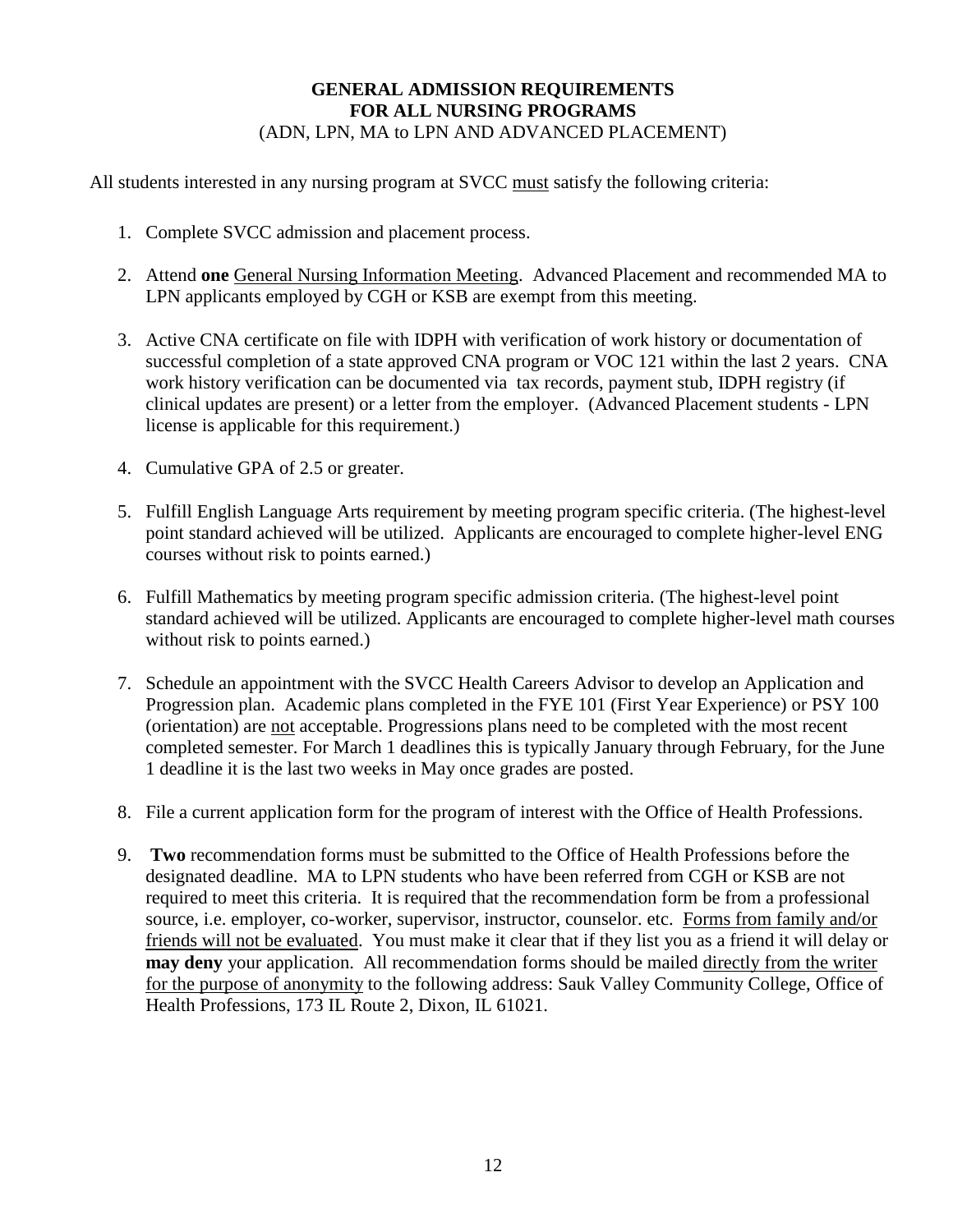## GENERAL ADMISSION REQUIREMENTS FOR ALL NURSING PROGRAMS

(ADN, LPN, MA to LPN AND ADVANCED PLACEMENT)

All students interested in any nursing program at SVCC must satisfy the following criteria:

1. Complete SVCC admission and placement process.

2. Attend **one** General Nursing Information Meeting. Advanced Placement and recommended MA to LPN applicants employed by CGH or KSB are exempt from this meeting.

3. Active CNA certificate on file with IDPH with verification of work history or documentation of successful completion of a state approved CNA program or VOC 121 within the last 2 years. CNA work history verification can be documented via tax records, payment stub, IDPH registry (if clinical updates are present) or a letter from the employer. (Advanced Placement students - LPN license is applicable for this requirement.)

4. Cumulative GPA of 2.5 or greater.

5. Fulfill English Language Arts requirement by meeting program specific criteria. (The highest-level point standard achieved will be utilized. Applicants are encouraged to complete higher-level ENG courses without risk to points earned.)

6. Fulfill Mathematics by meeting program specific admission criteria. (The highest-level point standard achieved will be utilized. Applicants are encouraged to complete higher-level math courses without risk to points earned.)

7. Schedule an appointment with the SVCC Health Careers Advisor to develop an Application and Progression plan. Academic plans completed in the FYE 101 (First Year Experience) or PSY 100 (orientation) are not acceptable. Progressions plans need to be completed with the most recent completed semester. For March 1 deadlines this is typically January through February, for the June 1 deadline it is the last two weeks in May once grades are posted.

8. File a current application form for the program of interest with the Office of Health Professions.

9. **Two** recommendation forms must be submitted to the Office of Health Professions before the designated deadline. MA to LPN students who have been referred from CGH or KSB are not required to meet this criteria. It is required that the recommendation form be from a professional source, i.e. employer, co-worker, supervisor, instructor, counselor. etc. Forms from family and/or friends will not be evaluated. You must make it clear that if they list you as a friend it will delay or **may deny** your application. All recommendation forms should be mailed directly from the writer for the purpose of anonymity to the following address: Sauk Valley Community College, Office of Health Professions, 173 IL Route 2, Dixon, IL 61021.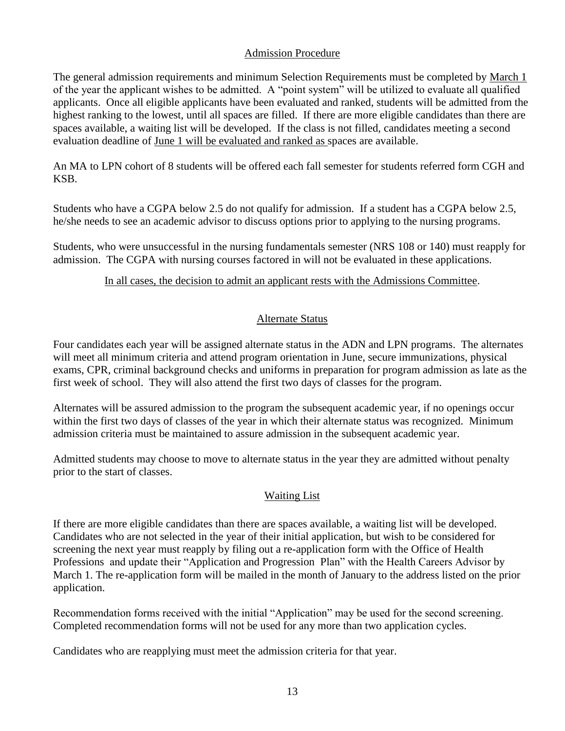## Admission Procedure

The general admission requirements and minimum Selection Requirements must be completed by March 1 of the year the applicant wishes to be admitted. A "point system" will be utilized to evaluate all qualified applicants. Once all eligible applicants have been evaluated and ranked, students will be admitted from the highest ranking to the lowest, until all spaces are filled. If there are more eligible candidates than there are spaces available, a waiting list will be developed. If the class is not filled, candidates meeting a second evaluation deadline of June 1 will be evaluated and ranked as spaces are available.

An MA to LPN cohort of 8 students will be offered each fall semester for students referred form CGH and KSB.

Students who have a CGPA below 2.5 do not qualify for admission. If a student has a CGPA below 2.5, he/she needs to see an academic advisor to discuss options prior to applying to the nursing programs.

Students, who were unsuccessful in the nursing fundamentals semester (NRS 108 or 140) must reapply for admission. The CGPA with nursing courses factored in will not be evaluated in these applications.

In all cases, the decision to admit an applicant rests with the Admissions Committee.

## Alternate Status

Four candidates each year will be assigned alternate status in the ADN and LPN programs. The alternates will meet all minimum criteria and attend program orientation in June, secure immunizations, physical exams, CPR, criminal background checks and uniforms in preparation for program admission as late as the first week of school. They will also attend the first two days of classes for the program.

Alternates will be assured admission to the program the subsequent academic year, if no openings occur within the first two days of classes of the year in which their alternate status was recognized. Minimum admission criteria must be maintained to assure admission in the subsequent academic year.

Admitted students may choose to move to alternate status in the year they are admitted without penalty prior to the start of classes.

## Waiting List

If there are more eligible candidates than there are spaces available, a waiting list will be developed. Candidates who are not selected in the year of their initial application, but wish to be considered for screening the next year must reapply by filing out a re-application form with the Office of Health Professions and update their "Application and Progression Plan" with the Health Careers Advisor by March 1. The re-application form will be mailed in the month of January to the address listed on the prior application.

Recommendation forms received with the initial "Application" may be used for the second screening. Completed recommendation forms will not be used for any more than two application cycles.

Candidates who are reapplying must meet the admission criteria for that year.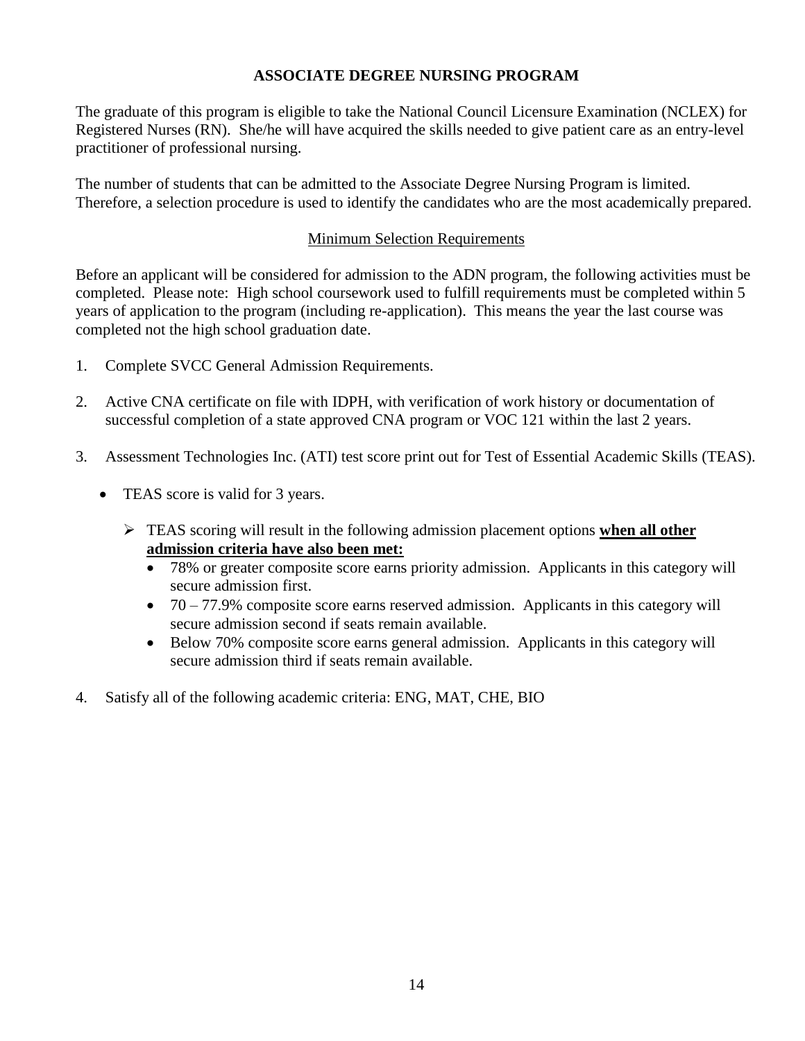## ASSOCIATE DEGREE NURSING PROGRAM

The graduate of this program is eligible to take the National Council Licensure Examination (NCLEX) for Registered Nurses (RN). She/he will have acquired the skills needed to give patient care as an entry-level practitioner of professional nursing.

The number of students that can be admitted to the Associate Degree Nursing Program is limited. Therefore, a selection procedure is used to identify the candidates who are the most academically prepared.

### Minimum Selection Requirements

Before an applicant will be considered for admission to the ADN program, the following activities must be completed. Please note: High school coursework used to fulfill requirements must be completed within 5 years of application to the program (including re-application). This means the year the last course was completed not the high school graduation date.

1. Complete SVCC General Admission Requirements.
2. Active CNA certificate on file with IDPH, with verification of work history or documentation of successful completion of a state approved CNA program or VOC 121 within the last 2 years.
3. Assessment Technologies Inc. (ATI) test score print out for Test of Essential Academic Skills (TEAS).
   - TEAS score is valid for 3 years.
     - TEAS scoring will result in the following admission placement options **when all other admission criteria have also been met:**
       - 78% or greater composite score earns priority admission. Applicants in this category will secure admission first.
       - 70 – 77.9% composite score earns reserved admission. Applicants in this category will secure admission second if seats remain available.
       - Below 70% composite score earns general admission. Applicants in this category will secure admission third if seats remain available.
4. Satisfy all of the following academic criteria: ENG, MAT, CHE, BIO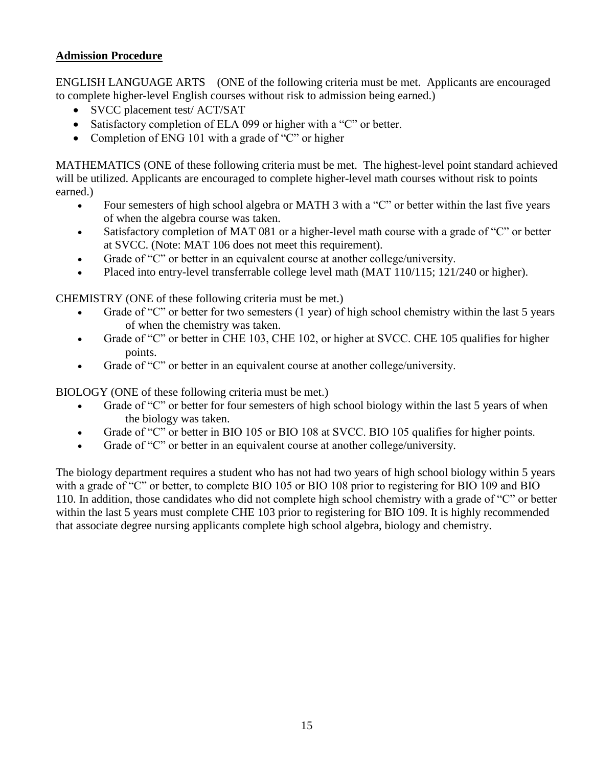**Admission Procedure**

ENGLISH LANGUAGE ARTS (ONE of the following criteria must be met. Applicants are encouraged to complete higher-level English courses without risk to admission being earned.)

- SVCC placement test/ ACT/SAT
- Satisfactory completion of ELA 099 or higher with a "C" or better.
- Completion of ENG 101 with a grade of "C" or higher

MATHEMATICS (ONE of these following criteria must be met. The highest-level point standard achieved will be utilized. Applicants are encouraged to complete higher-level math courses without risk to points earned.)

- Four semesters of high school algebra or MATH 3 with a "C" or better within the last five years of when the algebra course was taken.
- Satisfactory completion of MAT 081 or a higher-level math course with a grade of "C" or better at SVCC. (Note: MAT 106 does not meet this requirement).
- Grade of "C" or better in an equivalent course at another college/university.
- Placed into entry-level transferrable college level math (MAT 110/115; 121/240 or higher).

CHEMISTRY (ONE of these following criteria must be met.)

- Grade of "C" or better for two semesters (1 year) of high school chemistry within the last 5 years of when the chemistry was taken.
- Grade of "C" or better in CHE 103, CHE 102, or higher at SVCC. CHE 105 qualifies for higher points.
- Grade of "C" or better in an equivalent course at another college/university.

BIOLOGY (ONE of these following criteria must be met.)

- Grade of "C" or better for four semesters of high school biology within the last 5 years of when the biology was taken.
- Grade of "C" or better in BIO 105 or BIO 108 at SVCC. BIO 105 qualifies for higher points.
- Grade of "C" or better in an equivalent course at another college/university.

The biology department requires a student who has not had two years of high school biology within 5 years with a grade of "C" or better, to complete BIO 105 or BIO 108 prior to registering for BIO 109 and BIO 110. In addition, those candidates who did not complete high school chemistry with a grade of "C" or better within the last 5 years must complete CHE 103 prior to registering for BIO 109. It is highly recommended that associate degree nursing applicants complete high school algebra, biology and chemistry.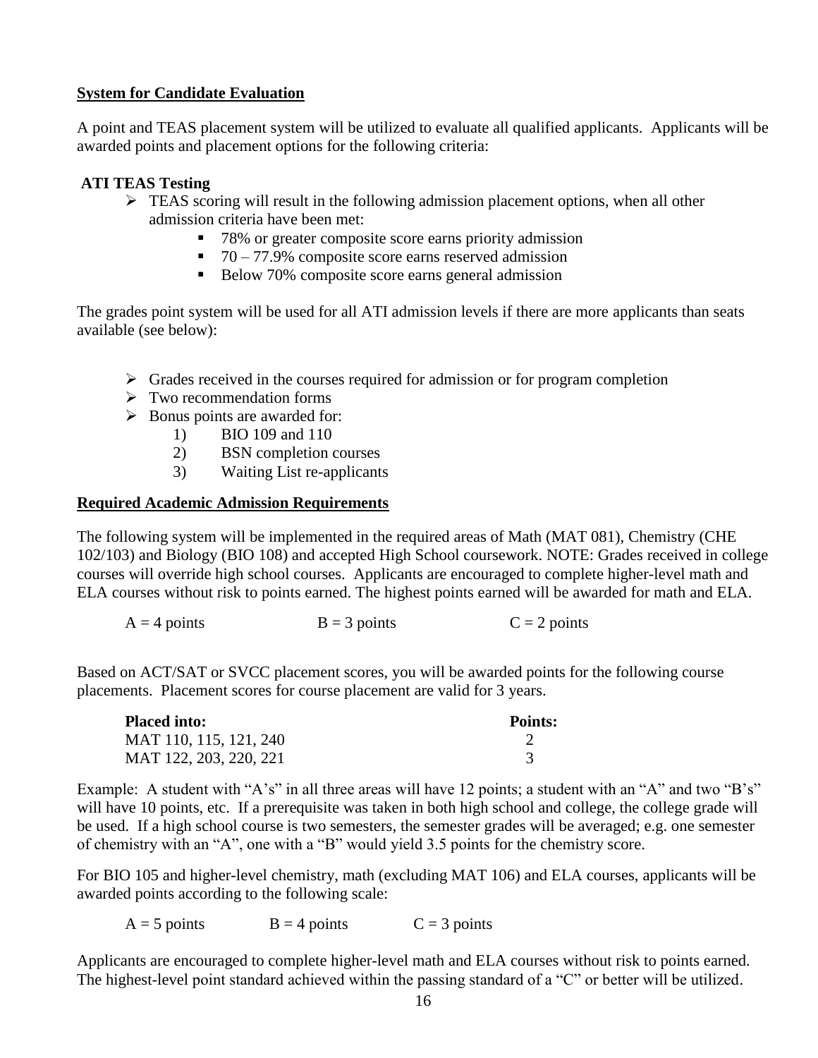## System for Candidate Evaluation

A point and TEAS placement system will be utilized to evaluate all qualified applicants. Applicants will be awarded points and placement options for the following criteria:

### ATI TEAS Testing

- TEAS scoring will result in the following admission placement options, when all other admission criteria have been met:
  - 78% or greater composite score earns priority admission
  - 70 – 77.9% composite score earns reserved admission
  - Below 70% composite score earns general admission

The grades point system will be used for all ATI admission levels if there are more applicants than seats available (see below):

- Grades received in the courses required for admission or for program completion
- Two recommendation forms
- Bonus points are awarded for:
  1) BIO 109 and 110
  2) BSN completion courses
  3) Waiting List re-applicants

## Required Academic Admission Requirements

The following system will be implemented in the required areas of Math (MAT 081), Chemistry (CHE 102/103) and Biology (BIO 108) and accepted High School coursework. NOTE: Grades received in college courses will override high school courses. Applicants are encouraged to complete higher-level math and ELA courses without risk to points earned. The highest points earned will be awarded for math and ELA.

A = 4 points B = 3 points C = 2 points

Based on ACT/SAT or SVCC placement scores, you will be awarded points for the following course placements. Placement scores for course placement are valid for 3 years.

| Placed into: | Points: |
|---|---|
| MAT 110, 115, 121, 240 | 2 |
| MAT 122, 203, 220, 221 | 3 |

Example: A student with "A's" in all three areas will have 12 points; a student with an "A" and two "B's" will have 10 points, etc. If a prerequisite was taken in both high school and college, the college grade will be used. If a high school course is two semesters, the semester grades will be averaged; e.g. one semester of chemistry with an "A", one with a "B" would yield 3.5 points for the chemistry score.

For BIO 105 and higher-level chemistry, math (excluding MAT 106) and ELA courses, applicants will be awarded points according to the following scale:

A = 5 points B = 4 points C = 3 points

Applicants are encouraged to complete higher-level math and ELA courses without risk to points earned. The highest-level point standard achieved within the passing standard of a "C" or better will be utilized.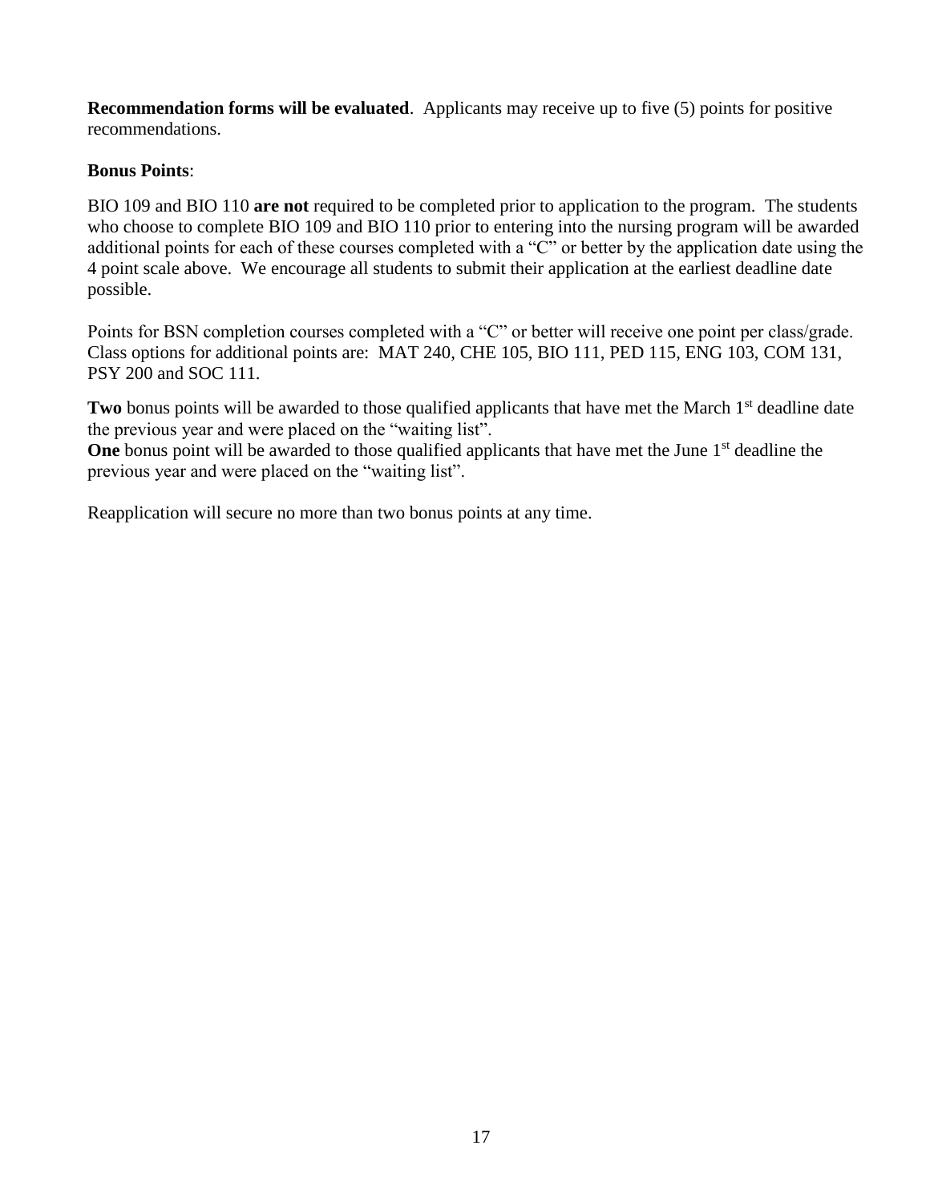**Recommendation forms will be evaluated**. Applicants may receive up to five (5) points for positive recommendations.

**Bonus Points**:

BIO 109 and BIO 110 **are not** required to be completed prior to application to the program. The students who choose to complete BIO 109 and BIO 110 prior to entering into the nursing program will be awarded additional points for each of these courses completed with a "C" or better by the application date using the 4 point scale above. We encourage all students to submit their application at the earliest deadline date possible.

Points for BSN completion courses completed with a "C" or better will receive one point per class/grade. Class options for additional points are: MAT 240, CHE 105, BIO 111, PED 115, ENG 103, COM 131, PSY 200 and SOC 111.

**Two** bonus points will be awarded to those qualified applicants that have met the March 1st deadline date the previous year and were placed on the "waiting list".
**One** bonus point will be awarded to those qualified applicants that have met the June 1st deadline the previous year and were placed on the "waiting list".

Reapplication will secure no more than two bonus points at any time.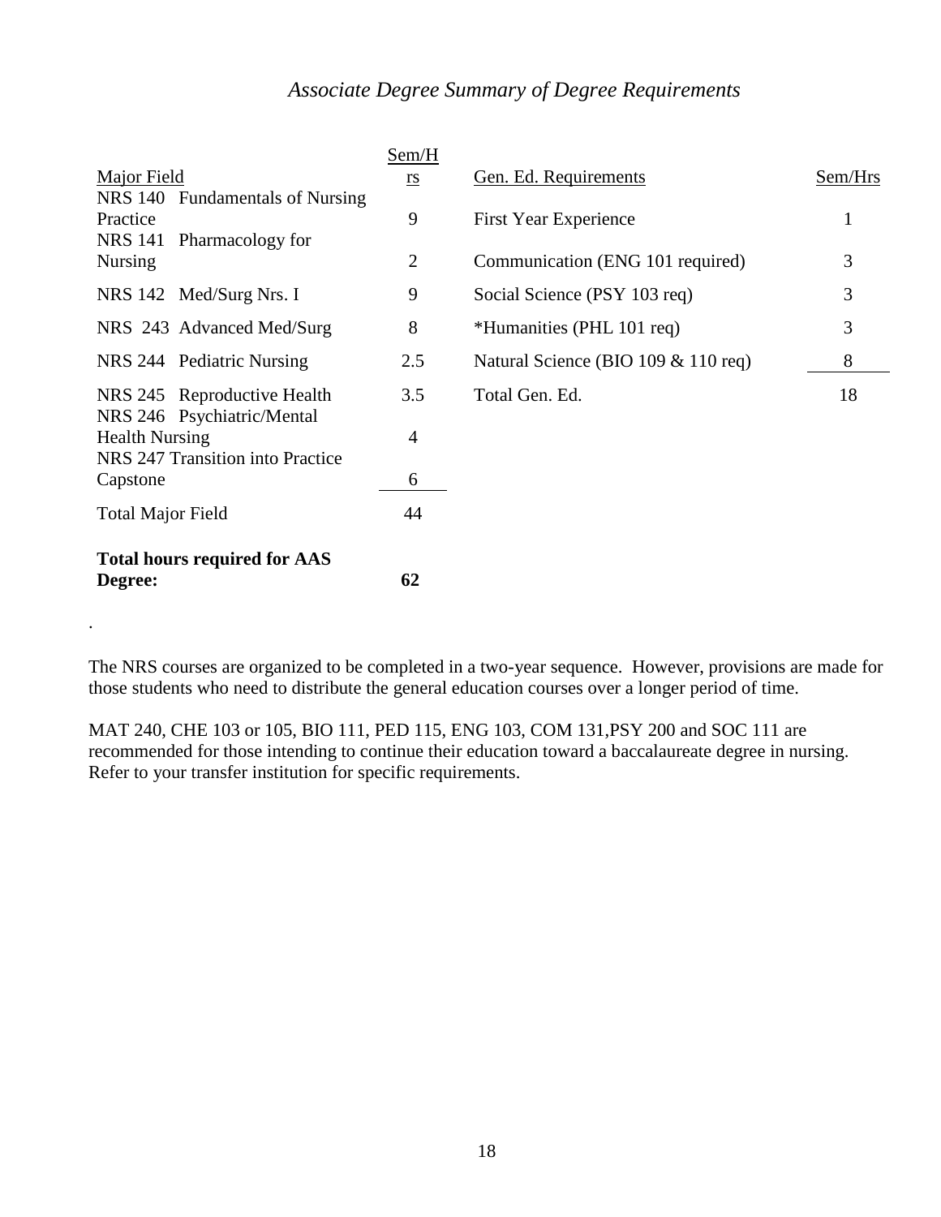*Associate Degree Summary of Degree Requirements*

| Major Field | Sem/Hrs |
|---|---|
| NRS 140 Fundamentals of Nursing Practice | 9 |
| NRS 141 Pharmacology for Nursing | 2 |
| NRS 142 Med/Surg Nrs. I | 9 |
| NRS 243 Advanced Med/Surg | 8 |
| NRS 244 Pediatric Nursing | 2.5 |
| NRS 245 Reproductive Health | 3.5 |
| NRS 246 Psychiatric/Mental Health Nursing | 4 |
| NRS 247 Transition into Practice Capstone | 6 |
| Total Major Field | 44 |
| **Total hours required for AAS Degree:** | **62** |

| Gen. Ed. Requirements | Sem/Hrs |
|---|---|
| First Year Experience | 1 |
| Communication (ENG 101 required) | 3 |
| Social Science (PSY 103 req) | 3 |
| *Humanities (PHL 101 req) | 3 |
| Natural Science (BIO 109 & 110 req) | 8 |
| Total Gen. Ed. | 18 |

.

The NRS courses are organized to be completed in a two-year sequence. However, provisions are made for those students who need to distribute the general education courses over a longer period of time.

MAT 240, CHE 103 or 105, BIO 111, PED 115, ENG 103, COM 131,PSY 200 and SOC 111 are recommended for those intending to continue their education toward a baccalaureate degree in nursing. Refer to your transfer institution for specific requirements.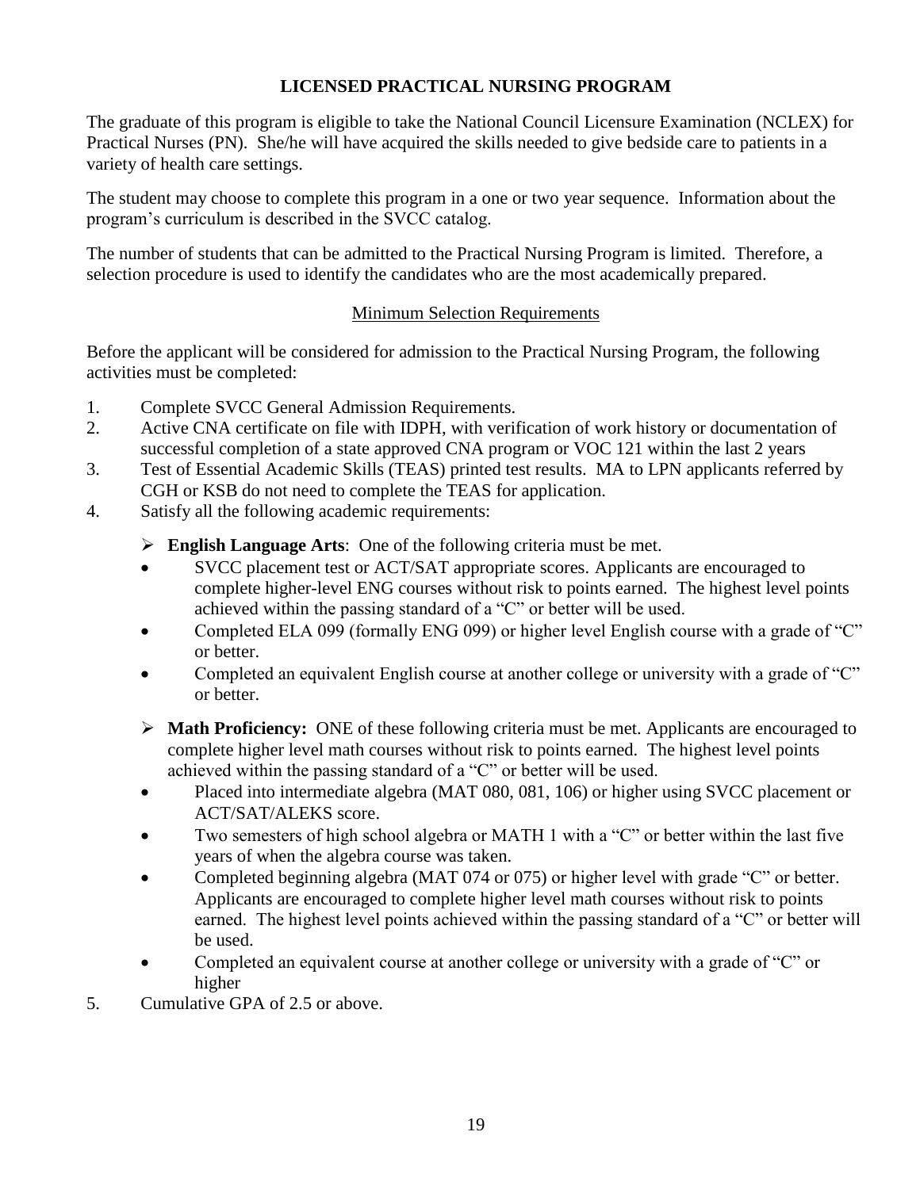## LICENSED PRACTICAL NURSING PROGRAM

The graduate of this program is eligible to take the National Council Licensure Examination (NCLEX) for Practical Nurses (PN). She/he will have acquired the skills needed to give bedside care to patients in a variety of health care settings.

The student may choose to complete this program in a one or two year sequence. Information about the program's curriculum is described in the SVCC catalog.

The number of students that can be admitted to the Practical Nursing Program is limited. Therefore, a selection procedure is used to identify the candidates who are the most academically prepared.

### Minimum Selection Requirements

Before the applicant will be considered for admission to the Practical Nursing Program, the following activities must be completed:

1. Complete SVCC General Admission Requirements.
2. Active CNA certificate on file with IDPH, with verification of work history or documentation of successful completion of a state approved CNA program or VOC 121 within the last 2 years
3. Test of Essential Academic Skills (TEAS) printed test results. MA to LPN applicants referred by CGH or KSB do not need to complete the TEAS for application.
4. Satisfy all the following academic requirements:
   - **English Language Arts**: One of the following criteria must be met.
     - SVCC placement test or ACT/SAT appropriate scores. Applicants are encouraged to complete higher-level ENG courses without risk to points earned. The highest level points achieved within the passing standard of a "C" or better will be used.
     - Completed ELA 099 (formally ENG 099) or higher level English course with a grade of "C" or better.
     - Completed an equivalent English course at another college or university with a grade of "C" or better.
   - **Math Proficiency:** ONE of these following criteria must be met. Applicants are encouraged to complete higher level math courses without risk to points earned. The highest level points achieved within the passing standard of a "C" or better will be used.
     - Placed into intermediate algebra (MAT 080, 081, 106) or higher using SVCC placement or ACT/SAT/ALEKS score.
     - Two semesters of high school algebra or MATH 1 with a "C" or better within the last five years of when the algebra course was taken.
     - Completed beginning algebra (MAT 074 or 075) or higher level with grade "C" or better. Applicants are encouraged to complete higher level math courses without risk to points earned. The highest level points achieved within the passing standard of a "C" or better will be used.
     - Completed an equivalent course at another college or university with a grade of "C" or higher
5. Cumulative GPA of 2.5 or above.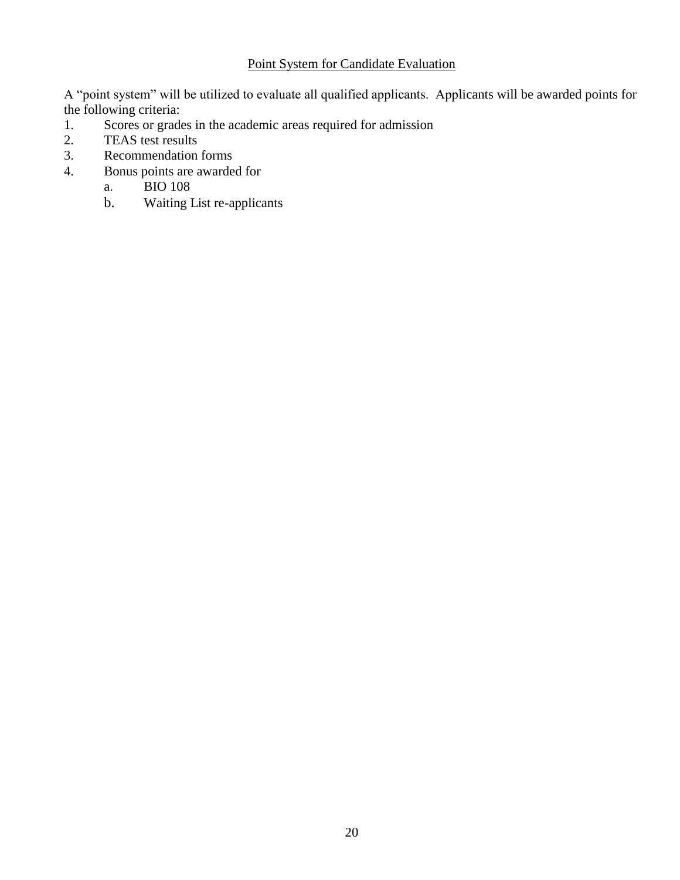## Point System for Candidate Evaluation

A "point system" will be utilized to evaluate all qualified applicants. Applicants will be awarded points for the following criteria:

1. Scores or grades in the academic areas required for admission
2. TEAS test results
3. Recommendation forms
4. Bonus points are awarded for
    a. BIO 108
    b. Waiting List re-applicants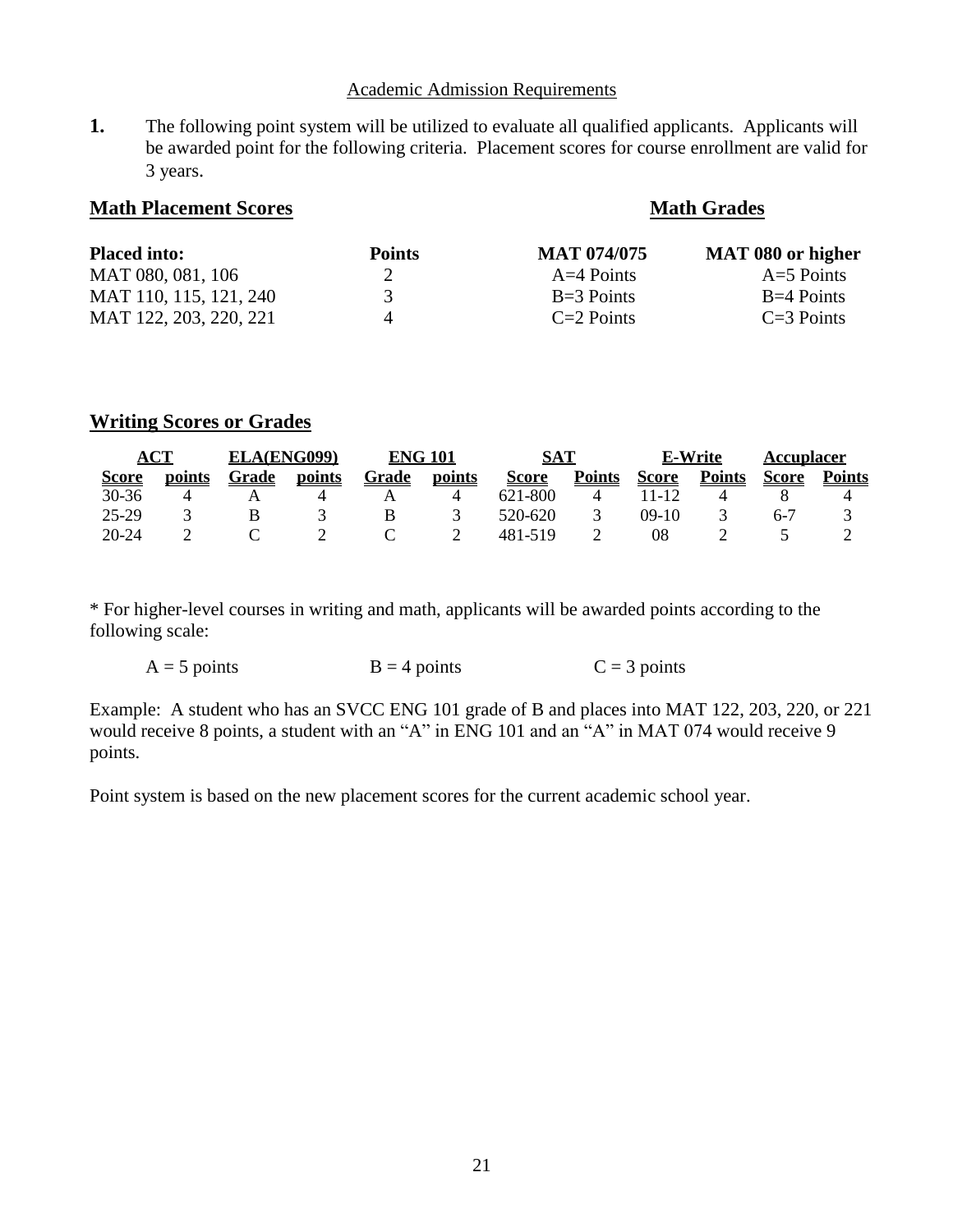## Academic Admission Requirements

**1.** The following point system will be utilized to evaluate all qualified applicants. Applicants will be awarded point for the following criteria. Placement scores for course enrollment are valid for 3 years.

### Math Placement Scores / Math Grades

| Placed into: | Points | MAT 074/075 | MAT 080 or higher |
|---|---|---|---|
| MAT 080, 081, 106 | 2 | A=4 Points | A=5 Points |
| MAT 110, 115, 121, 240 | 3 | B=3 Points | B=4 Points |
| MAT 122, 203, 220, 221 | 4 | C=2 Points | C=3 Points |

### Writing Scores or Grades

| ACT | | ELA(ENG099) | | ENG 101 | | SAT | | E-Write | | Accuplacer | |
|---|---|---|---|---|---|---|---|---|---|---|---|
| Score | points | Grade | points | Grade | points | Score | Points | Score | Points | Score | Points |
| 30-36 | 4 | A | 4 | A | 4 | 621-800 | 4 | 11-12 | 4 | 8 | 4 |
| 25-29 | 3 | B | 3 | B | 3 | 520-620 | 3 | 09-10 | 3 | 6-7 | 3 |
| 20-24 | 2 | C | 2 | C | 2 | 481-519 | 2 | 08 | 2 | 5 | 2 |

* For higher-level courses in writing and math, applicants will be awarded points according to the following scale:

A = 5 points B = 4 points C = 3 points

Example: A student who has an SVCC ENG 101 grade of B and places into MAT 122, 203, 220, or 221 would receive 8 points, a student with an "A" in ENG 101 and an "A" in MAT 074 would receive 9 points.

Point system is based on the new placement scores for the current academic school year.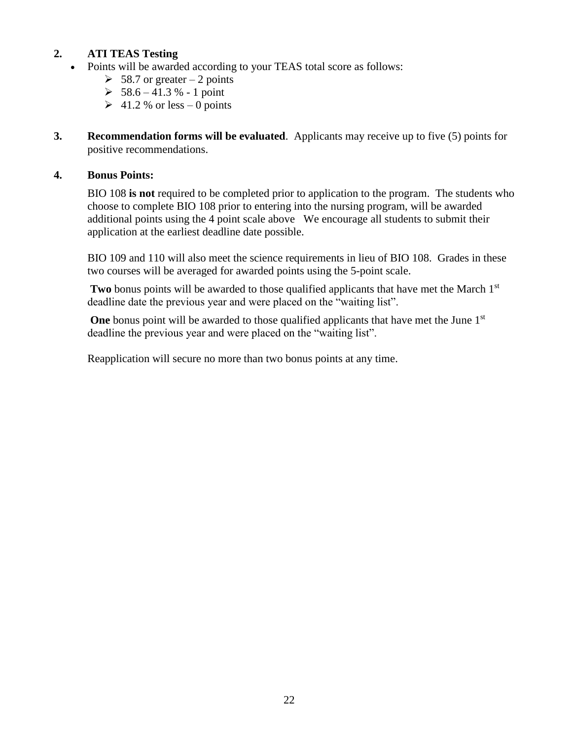**2. ATI TEAS Testing**

- Points will be awarded according to your TEAS total score as follows:
  - 58.7 or greater – 2 points
  - 58.6 – 41.3 % - 1 point
  - 41.2 % or less – 0 points

**3. Recommendation forms will be evaluated**. Applicants may receive up to five (5) points for positive recommendations.

**4. Bonus Points:**

BIO 108 **is not** required to be completed prior to application to the program. The students who choose to complete BIO 108 prior to entering into the nursing program, will be awarded additional points using the 4 point scale above We encourage all students to submit their application at the earliest deadline date possible.

BIO 109 and 110 will also meet the science requirements in lieu of BIO 108. Grades in these two courses will be averaged for awarded points using the 5-point scale.

**Two** bonus points will be awarded to those qualified applicants that have met the March 1st deadline date the previous year and were placed on the "waiting list".

**One** bonus point will be awarded to those qualified applicants that have met the June 1st deadline the previous year and were placed on the "waiting list".

Reapplication will secure no more than two bonus points at any time.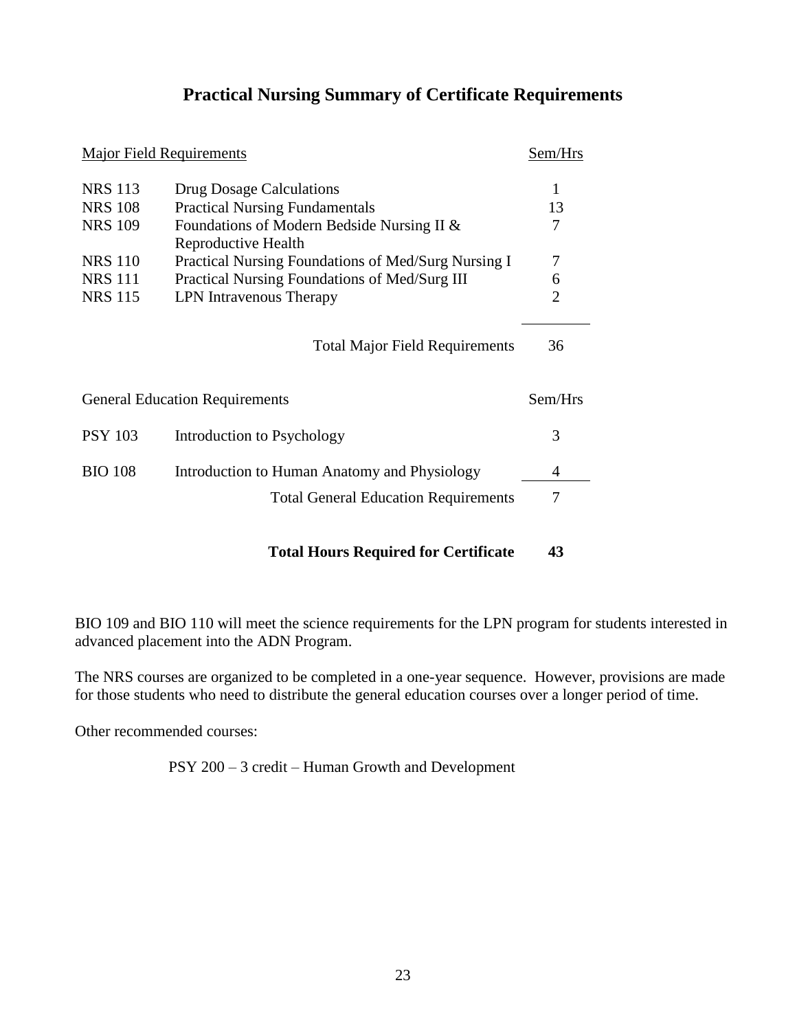# Practical Nursing Summary of Certificate Requirements

| Major Field Requirements | | Sem/Hrs |
|---|---|---|
| NRS 113 | Drug Dosage Calculations | 1 |
| NRS 108 | Practical Nursing Fundamentals | 13 |
| NRS 109 | Foundations of Modern Bedside Nursing II & Reproductive Health | 7 |
| NRS 110 | Practical Nursing Foundations of Med/Surg Nursing I | 7 |
| NRS 111 | Practical Nursing Foundations of Med/Surg III | 6 |
| NRS 115 | LPN Intravenous Therapy | 2 |
| | Total Major Field Requirements | 36 |

| General Education Requirements | | Sem/Hrs |
|---|---|---|
| PSY 103 | Introduction to Psychology | 3 |
| BIO 108 | Introduction to Human Anatomy and Physiology | 4 |
| | Total General Education Requirements | 7 |
| | **Total Hours Required for Certificate** | **43** |

BIO 109 and BIO 110 will meet the science requirements for the LPN program for students interested in advanced placement into the ADN Program.

The NRS courses are organized to be completed in a one-year sequence. However, provisions are made for those students who need to distribute the general education courses over a longer period of time.

Other recommended courses:

PSY 200 – 3 credit – Human Growth and Development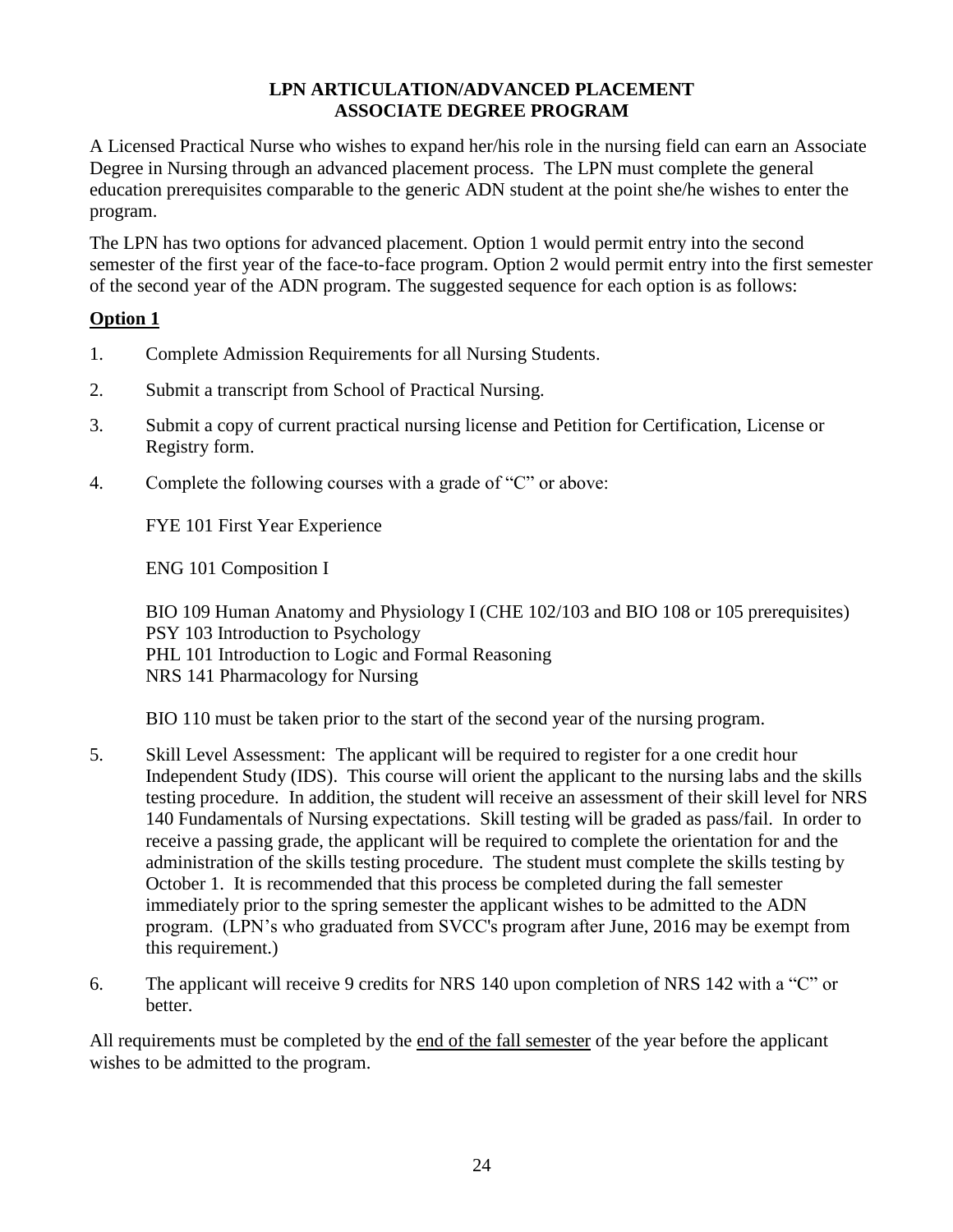# LPN ARTICULATION/ADVANCED PLACEMENT
# ASSOCIATE DEGREE PROGRAM

A Licensed Practical Nurse who wishes to expand her/his role in the nursing field can earn an Associate Degree in Nursing through an advanced placement process. The LPN must complete the general education prerequisites comparable to the generic ADN student at the point she/he wishes to enter the program.

The LPN has two options for advanced placement. Option 1 would permit entry into the second semester of the first year of the face-to-face program. Option 2 would permit entry into the first semester of the second year of the ADN program. The suggested sequence for each option is as follows:

## Option 1

1. Complete Admission Requirements for all Nursing Students.

2. Submit a transcript from School of Practical Nursing.

3. Submit a copy of current practical nursing license and Petition for Certification, License or Registry form.

4. Complete the following courses with a grade of "C" or above:

   FYE 101 First Year Experience

   ENG 101 Composition I

   BIO 109 Human Anatomy and Physiology I (CHE 102/103 and BIO 108 or 105 prerequisites)
   PSY 103 Introduction to Psychology
   PHL 101 Introduction to Logic and Formal Reasoning
   NRS 141 Pharmacology for Nursing

   BIO 110 must be taken prior to the start of the second year of the nursing program.

5. Skill Level Assessment: The applicant will be required to register for a one credit hour Independent Study (IDS). This course will orient the applicant to the nursing labs and the skills testing procedure. In addition, the student will receive an assessment of their skill level for NRS 140 Fundamentals of Nursing expectations. Skill testing will be graded as pass/fail. In order to receive a passing grade, the applicant will be required to complete the orientation for and the administration of the skills testing procedure. The student must complete the skills testing by October 1. It is recommended that this process be completed during the fall semester immediately prior to the spring semester the applicant wishes to be admitted to the ADN program. (LPN's who graduated from SVCC's program after June, 2016 may be exempt from this requirement.)

6. The applicant will receive 9 credits for NRS 140 upon completion of NRS 142 with a "C" or better.

All requirements must be completed by the <u>end of the fall semester</u> of the year before the applicant wishes to be admitted to the program.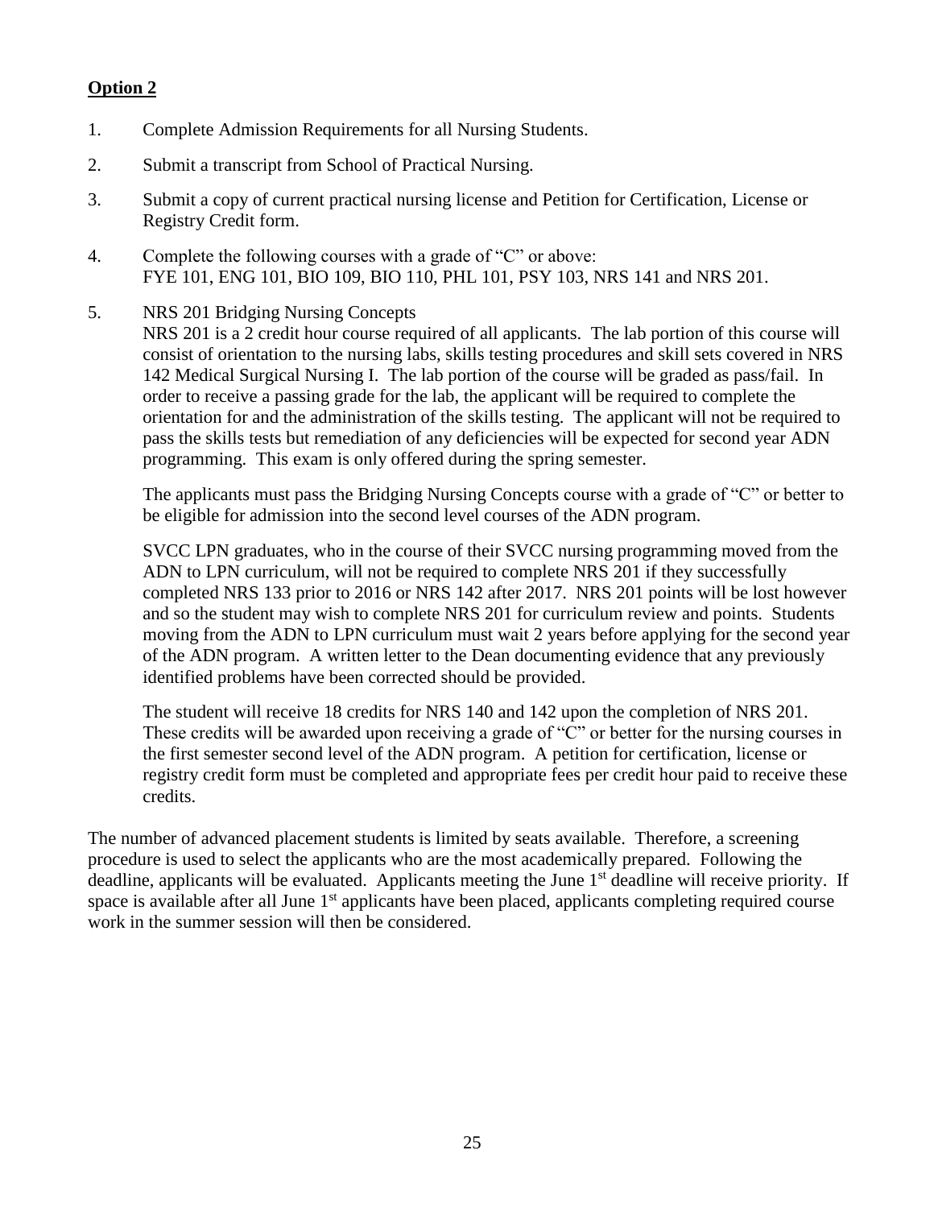**Option 2**

1. Complete Admission Requirements for all Nursing Students.
2. Submit a transcript from School of Practical Nursing.
3. Submit a copy of current practical nursing license and Petition for Certification, License or Registry Credit form.
4. Complete the following courses with a grade of "C" or above: FYE 101, ENG 101, BIO 109, BIO 110, PHL 101, PSY 103, NRS 141 and NRS 201.
5. NRS 201 Bridging Nursing Concepts

   NRS 201 is a 2 credit hour course required of all applicants. The lab portion of this course will consist of orientation to the nursing labs, skills testing procedures and skill sets covered in NRS 142 Medical Surgical Nursing I. The lab portion of the course will be graded as pass/fail. In order to receive a passing grade for the lab, the applicant will be required to complete the orientation for and the administration of the skills testing. The applicant will not be required to pass the skills tests but remediation of any deficiencies will be expected for second year ADN programming. This exam is only offered during the spring semester.

   The applicants must pass the Bridging Nursing Concepts course with a grade of "C" or better to be eligible for admission into the second level courses of the ADN program.

   SVCC LPN graduates, who in the course of their SVCC nursing programming moved from the ADN to LPN curriculum, will not be required to complete NRS 201 if they successfully completed NRS 133 prior to 2016 or NRS 142 after 2017. NRS 201 points will be lost however and so the student may wish to complete NRS 201 for curriculum review and points. Students moving from the ADN to LPN curriculum must wait 2 years before applying for the second year of the ADN program. A written letter to the Dean documenting evidence that any previously identified problems have been corrected should be provided.

   The student will receive 18 credits for NRS 140 and 142 upon the completion of NRS 201. These credits will be awarded upon receiving a grade of "C" or better for the nursing courses in the first semester second level of the ADN program. A petition for certification, license or registry credit form must be completed and appropriate fees per credit hour paid to receive these credits.

The number of advanced placement students is limited by seats available. Therefore, a screening procedure is used to select the applicants who are the most academically prepared. Following the deadline, applicants will be evaluated. Applicants meeting the June 1st deadline will receive priority. If space is available after all June 1st applicants have been placed, applicants completing required course work in the summer session will then be considered.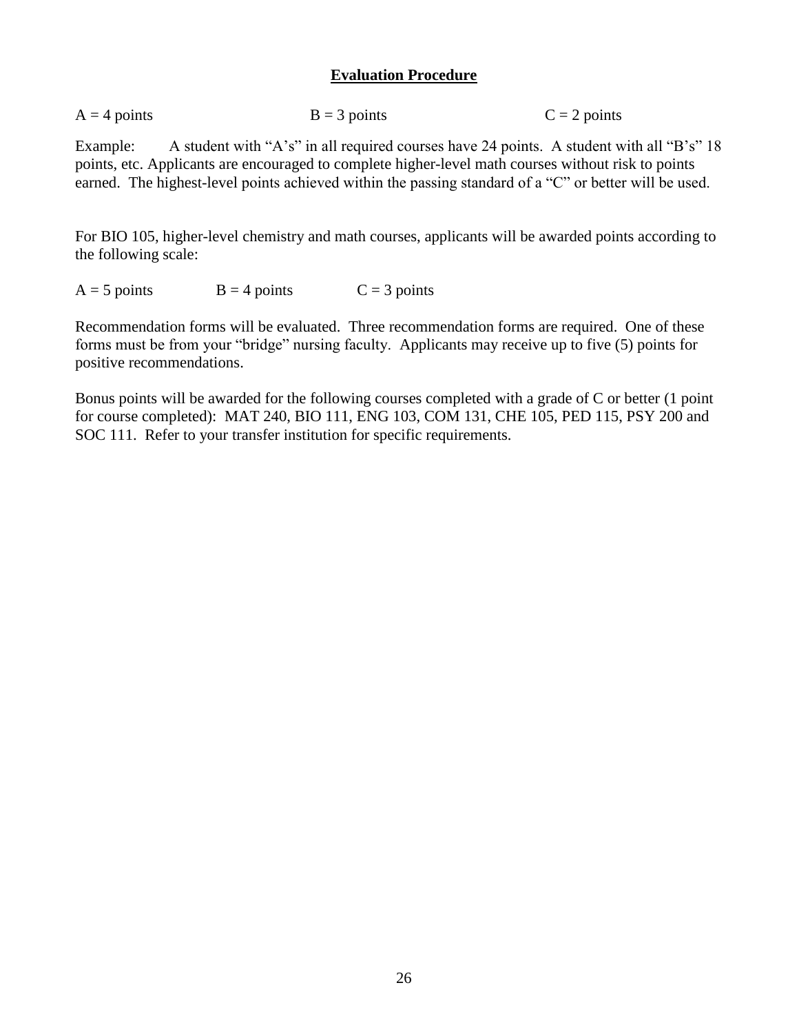## **Evaluation Procedure**

A = 4 points B = 3 points C = 2 points

Example: A student with "A's" in all required courses have 24 points. A student with all "B's" 18 points, etc. Applicants are encouraged to complete higher-level math courses without risk to points earned. The highest-level points achieved within the passing standard of a "C" or better will be used.

For BIO 105, higher-level chemistry and math courses, applicants will be awarded points according to the following scale:

A = 5 points B = 4 points C = 3 points

Recommendation forms will be evaluated. Three recommendation forms are required. One of these forms must be from your "bridge" nursing faculty. Applicants may receive up to five (5) points for positive recommendations.

Bonus points will be awarded for the following courses completed with a grade of C or better (1 point for course completed): MAT 240, BIO 111, ENG 103, COM 131, CHE 105, PED 115, PSY 200 and SOC 111. Refer to your transfer institution for specific requirements.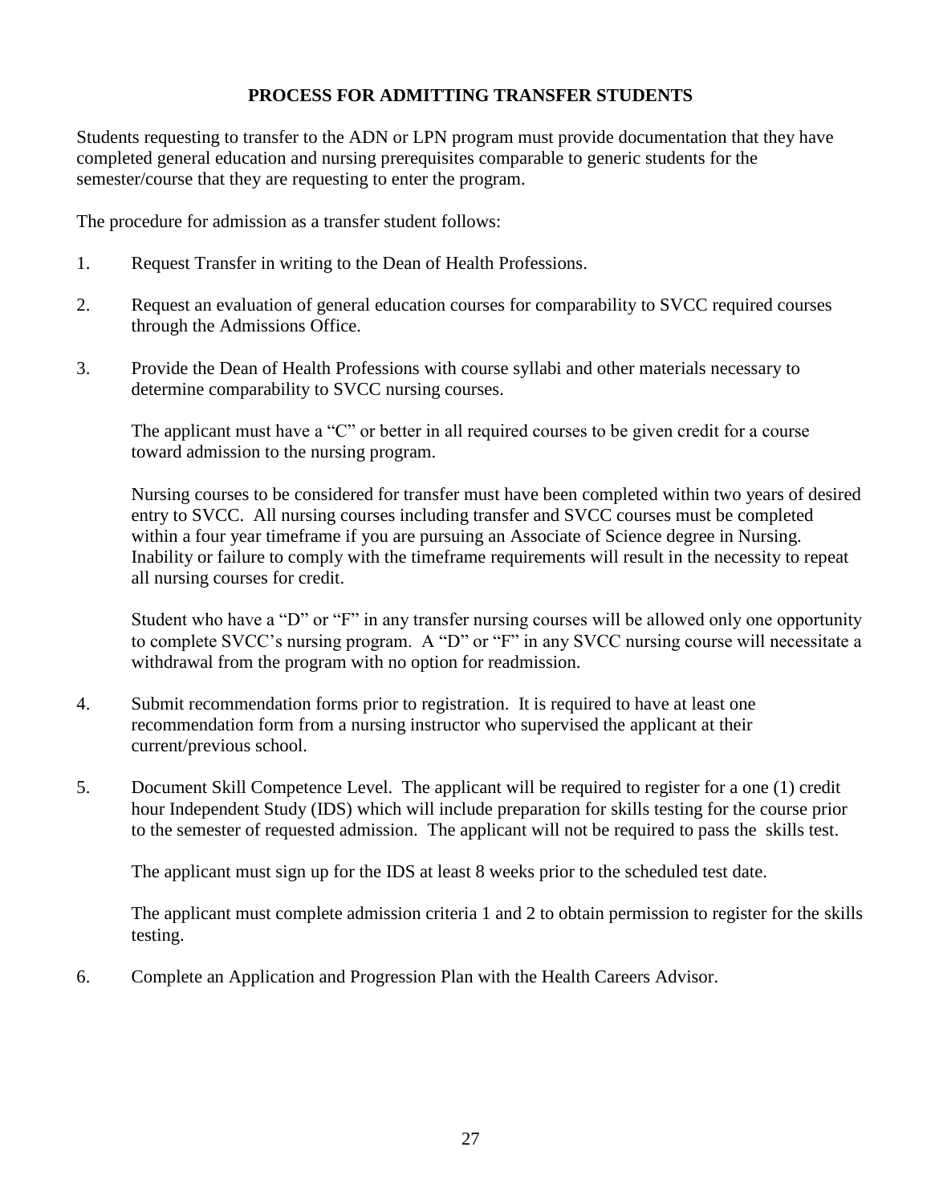## PROCESS FOR ADMITTING TRANSFER STUDENTS

Students requesting to transfer to the ADN or LPN program must provide documentation that they have completed general education and nursing prerequisites comparable to generic students for the semester/course that they are requesting to enter the program.

The procedure for admission as a transfer student follows:

1. Request Transfer in writing to the Dean of Health Professions.

2. Request an evaluation of general education courses for comparability to SVCC required courses through the Admissions Office.

3. Provide the Dean of Health Professions with course syllabi and other materials necessary to determine comparability to SVCC nursing courses.

   The applicant must have a "C" or better in all required courses to be given credit for a course toward admission to the nursing program.

   Nursing courses to be considered for transfer must have been completed within two years of desired entry to SVCC. All nursing courses including transfer and SVCC courses must be completed within a four year timeframe if you are pursuing an Associate of Science degree in Nursing. Inability or failure to comply with the timeframe requirements will result in the necessity to repeat all nursing courses for credit.

   Student who have a "D" or "F" in any transfer nursing courses will be allowed only one opportunity to complete SVCC's nursing program. A "D" or "F" in any SVCC nursing course will necessitate a withdrawal from the program with no option for readmission.

4. Submit recommendation forms prior to registration. It is required to have at least one recommendation form from a nursing instructor who supervised the applicant at their current/previous school.

5. Document Skill Competence Level. The applicant will be required to register for a one (1) credit hour Independent Study (IDS) which will include preparation for skills testing for the course prior to the semester of requested admission. The applicant will not be required to pass the skills test.

   The applicant must sign up for the IDS at least 8 weeks prior to the scheduled test date.

   The applicant must complete admission criteria 1 and 2 to obtain permission to register for the skills testing.

6. Complete an Application and Progression Plan with the Health Careers Advisor.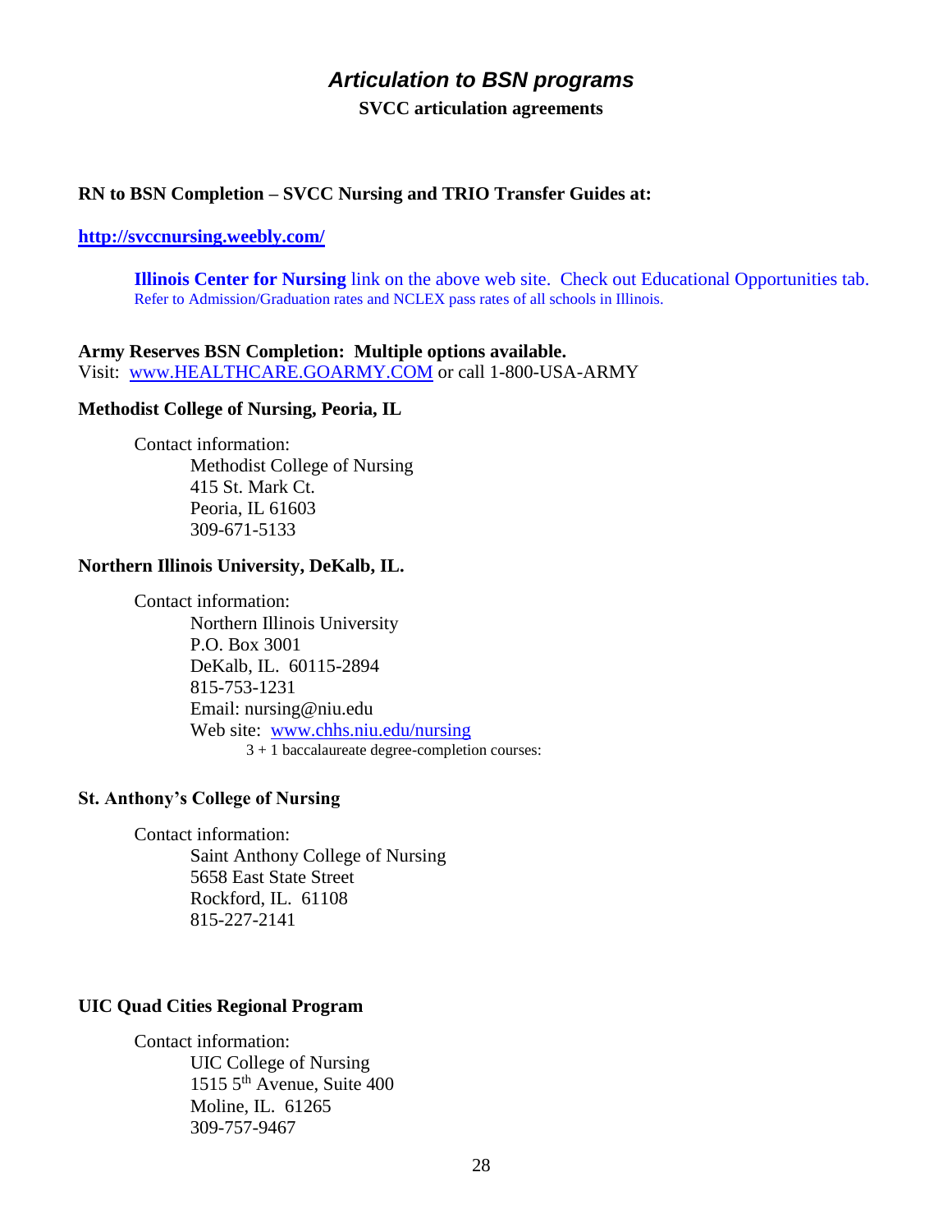# *Articulation to BSN programs*

**SVCC articulation agreements**

**RN to BSN Completion – SVCC Nursing and TRIO Transfer Guides at:**

**http://svccnursing.weebly.com/**

**Illinois Center for Nursing** link on the above web site. Check out Educational Opportunities tab.
Refer to Admission/Graduation rates and NCLEX pass rates of all schools in Illinois.

**Army Reserves BSN Completion: Multiple options available.**
Visit: www.HEALTHCARE.GOARMY.COM or call 1-800-USA-ARMY

**Methodist College of Nursing, Peoria, IL**

Contact information:
Methodist College of Nursing
415 St. Mark Ct.
Peoria, IL 61603
309-671-5133

**Northern Illinois University, DeKalb, IL.**

Contact information:
Northern Illinois University
P.O. Box 3001
DeKalb, IL. 60115-2894
815-753-1231
Email: nursing@niu.edu
Web site: www.chhs.niu.edu/nursing
3 + 1 baccalaureate degree-completion courses:

**St. Anthony's College of Nursing**

Contact information:
Saint Anthony College of Nursing
5658 East State Street
Rockford, IL. 61108
815-227-2141

**UIC Quad Cities Regional Program**

Contact information:
UIC College of Nursing
1515 5th Avenue, Suite 400
Moline, IL. 61265
309-757-9467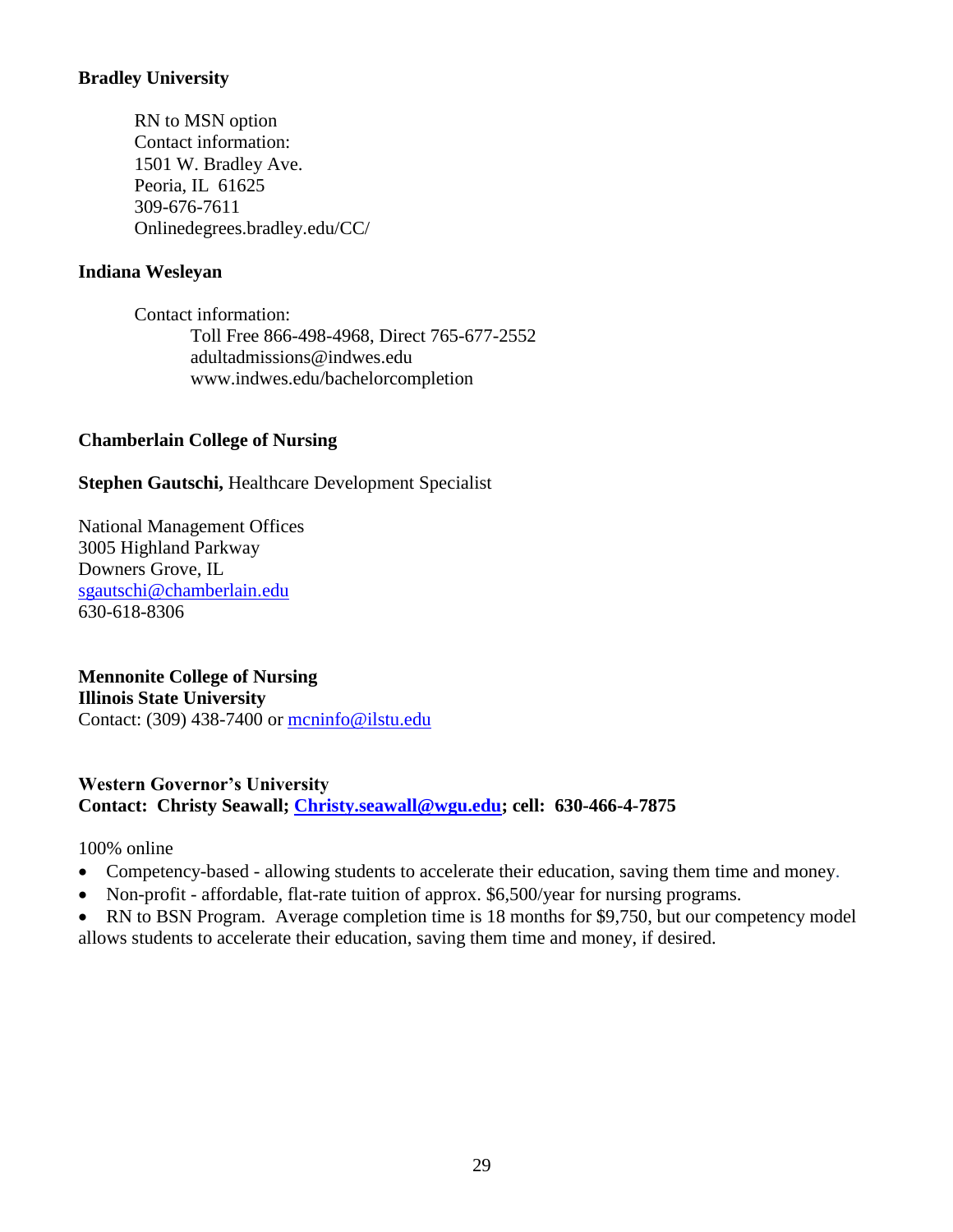**Bradley University**

RN to MSN option
Contact information:
1501 W. Bradley Ave.
Peoria, IL 61625
309-676-7611
Onlinedegrees.bradley.edu/CC/

**Indiana Wesleyan**

Contact information:
Toll Free 866-498-4968, Direct 765-677-2552
adultadmissions@indwes.edu
www.indwes.edu/bachelorcompletion

**Chamberlain College of Nursing**

**Stephen Gautschi,** Healthcare Development Specialist

National Management Offices
3005 Highland Parkway
Downers Grove, IL
sgautschi@chamberlain.edu
630-618-8306

**Mennonite College of Nursing**
**Illinois State University**
Contact: (309) 438-7400 or mcninfo@ilstu.edu

**Western Governor's University**
**Contact: Christy Seawall; Christy.seawall@wgu.edu; cell: 630-466-4-7875**

100% online

- Competency-based - allowing students to accelerate their education, saving them time and money.
- Non-profit - affordable, flat-rate tuition of approx. $6,500/year for nursing programs.
- RN to BSN Program. Average completion time is 18 months for $9,750, but our competency model allows students to accelerate their education, saving them time and money, if desired.